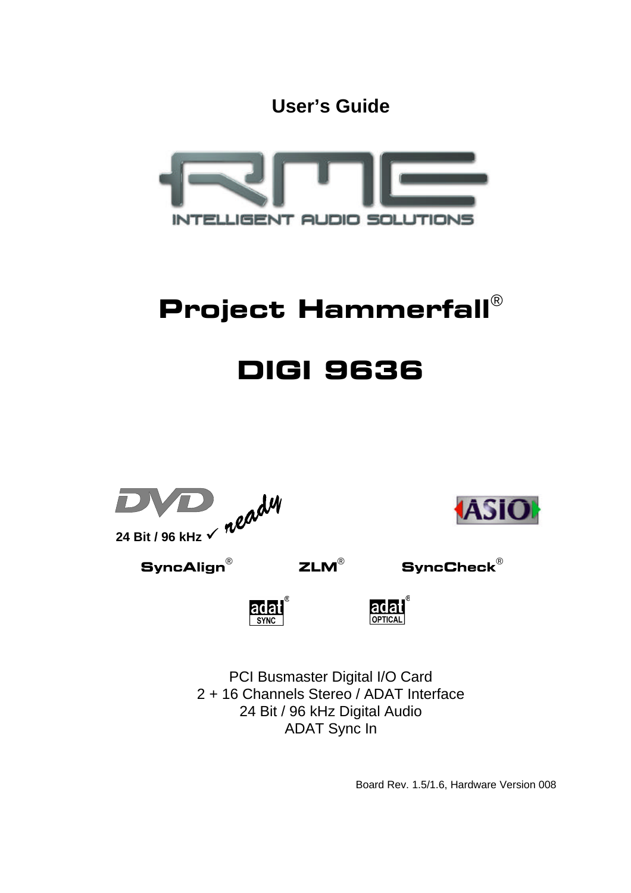User's Guide

RME
INTELLIGENT AUDIO SOLUTIONS

# Project Hammerfall®

# DIGI 9636

24 Bit / 96 kHz ✓ ready

SyncAlign® ZLM® SyncCheck®

PCI Busmaster Digital I/O Card
2 + 16 Channels Stereo / ADAT Interface
24 Bit / 96 kHz Digital Audio
ADAT Sync In

Board Rev. 1.5/1.6, Hardware Version 008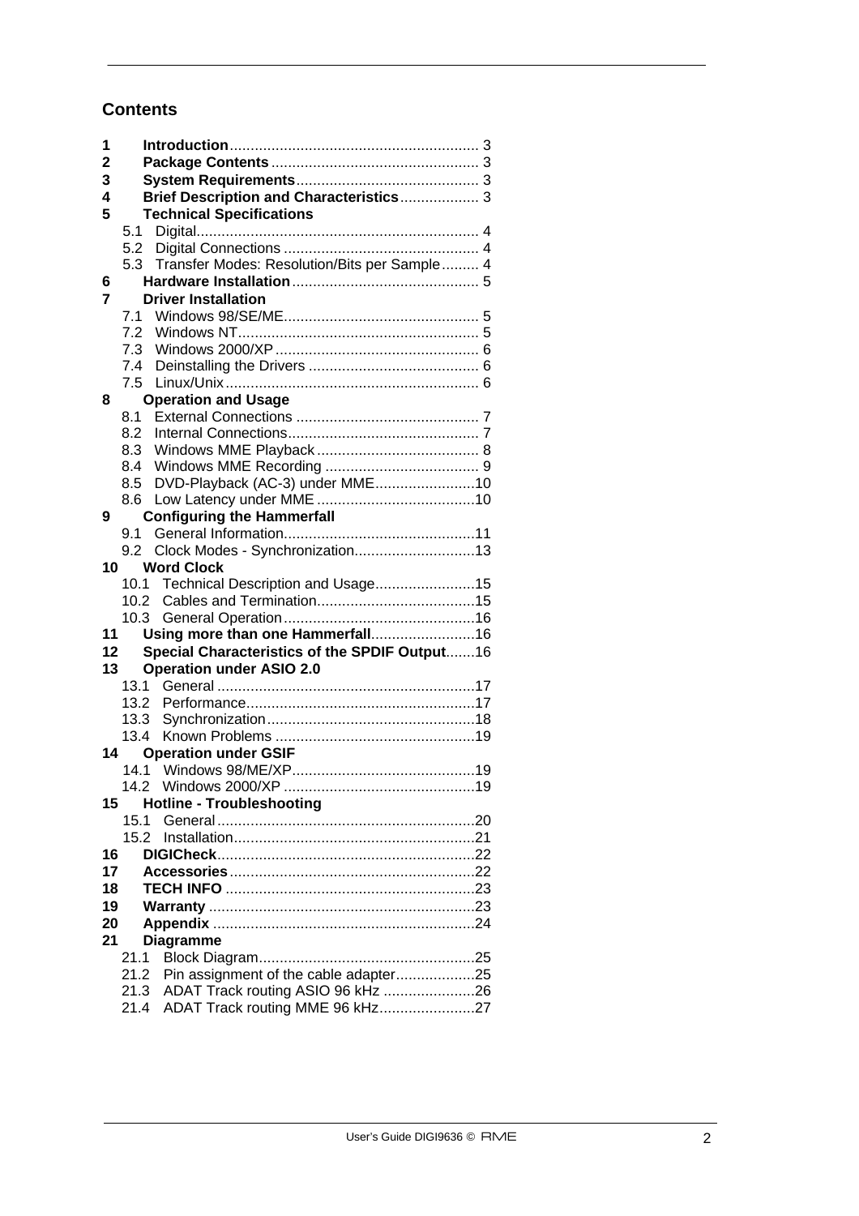## Contents

**1 Introduction** ........ 3
**2 Package Contents** ........ 3
**3 System Requirements** ........ 3
**4 Brief Description and Characteristics** ........ 3
**5 Technical Specifications**
- 5.1 Digital ........ 4
- 5.2 Digital Connections ........ 4
- 5.3 Transfer Modes: Resolution/Bits per Sample ........ 4

**6 Hardware Installation** ........ 5
**7 Driver Installation**
- 7.1 Windows 98/SE/ME ........ 5
- 7.2 Windows NT ........ 5
- 7.3 Windows 2000/XP ........ 6
- 7.4 Deinstalling the Drivers ........ 6
- 7.5 Linux/Unix ........ 6

**8 Operation and Usage**
- 8.1 External Connections ........ 7
- 8.2 Internal Connections ........ 7
- 8.3 Windows MME Playback ........ 8
- 8.4 Windows MME Recording ........ 9
- 8.5 DVD-Playback (AC-3) under MME ........ 10
- 8.6 Low Latency under MME ........ 10

**9 Configuring the Hammerfall**
- 9.1 General Information ........ 11
- 9.2 Clock Modes - Synchronization ........ 13

**10 Word Clock**
- 10.1 Technical Description and Usage ........ 15
- 10.2 Cables and Termination ........ 15
- 10.3 General Operation ........ 16

**11 Using more than one Hammerfall** ........ 16
**12 Special Characteristics of the SPDIF Output** ........ 16
**13 Operation under ASIO 2.0**
- 13.1 General ........ 17
- 13.2 Performance ........ 17
- 13.3 Synchronization ........ 18
- 13.4 Known Problems ........ 19

**14 Operation under GSIF**
- 14.1 Windows 98/ME/XP ........ 19
- 14.2 Windows 2000/XP ........ 19

**15 Hotline - Troubleshooting**
- 15.1 General ........ 20
- 15.2 Installation ........ 21

**16 DIGICheck** ........ 22
**17 Accessories** ........ 22
**18 TECH INFO** ........ 23
**19 Warranty** ........ 23
**20 Appendix** ........ 24
**21 Diagramme**
- 21.1 Block Diagram ........ 25
- 21.2 Pin assignment of the cable adapter ........ 25
- 21.3 ADAT Track routing ASIO 96 kHz ........ 26
- 21.4 ADAT Track routing MME 96 kHz ........ 27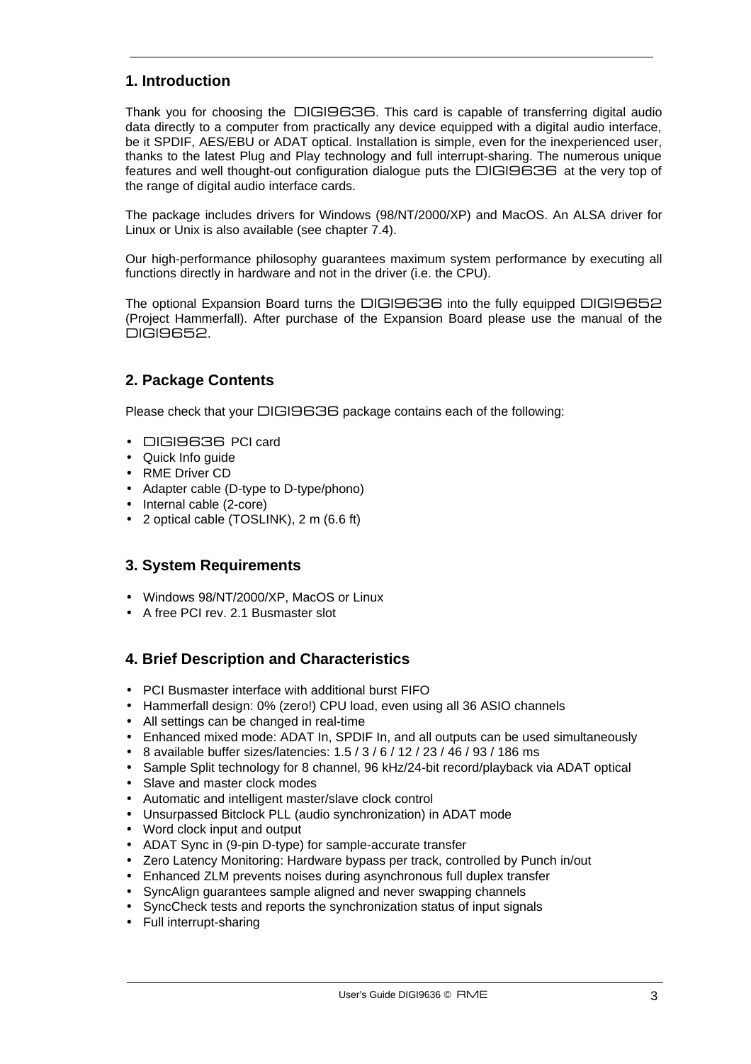## 1. Introduction

Thank you for choosing the DIGI9636. This card is capable of transferring digital audio data directly to a computer from practically any device equipped with a digital audio interface, be it SPDIF, AES/EBU or ADAT optical. Installation is simple, even for the inexperienced user, thanks to the latest Plug and Play technology and full interrupt-sharing. The numerous unique features and well thought-out configuration dialogue puts the DIGI9636 at the very top of the range of digital audio interface cards.

The package includes drivers for Windows (98/NT/2000/XP) and MacOS. An ALSA driver for Linux or Unix is also available (see chapter 7.4).

Our high-performance philosophy guarantees maximum system performance by executing all functions directly in hardware and not in the driver (i.e. the CPU).

The optional Expansion Board turns the DIGI9636 into the fully equipped DIGI9652 (Project Hammerfall). After purchase of the Expansion Board please use the manual of the DIGI9652.

## 2. Package Contents

Please check that your DIGI9636 package contains each of the following:

- DIGI9636 PCI card
- Quick Info guide
- RME Driver CD
- Adapter cable (D-type to D-type/phono)
- Internal cable (2-core)
- 2 optical cable (TOSLINK), 2 m (6.6 ft)

## 3. System Requirements

- Windows 98/NT/2000/XP, MacOS or Linux
- A free PCI rev. 2.1 Busmaster slot

## 4. Brief Description and Characteristics

- PCI Busmaster interface with additional burst FIFO
- Hammerfall design: 0% (zero!) CPU load, even using all 36 ASIO channels
- All settings can be changed in real-time
- Enhanced mixed mode: ADAT In, SPDIF In, and all outputs can be used simultaneously
- 8 available buffer sizes/latencies: 1.5 / 3 / 6 / 12 / 23 / 46 / 93 / 186 ms
- Sample Split technology for 8 channel, 96 kHz/24-bit record/playback via ADAT optical
- Slave and master clock modes
- Automatic and intelligent master/slave clock control
- Unsurpassed Bitclock PLL (audio synchronization) in ADAT mode
- Word clock input and output
- ADAT Sync in (9-pin D-type) for sample-accurate transfer
- Zero Latency Monitoring: Hardware bypass per track, controlled by Punch in/out
- Enhanced ZLM prevents noises during asynchronous full duplex transfer
- SyncAlign guarantees sample aligned and never swapping channels
- SyncCheck tests and reports the synchronization status of input signals
- Full interrupt-sharing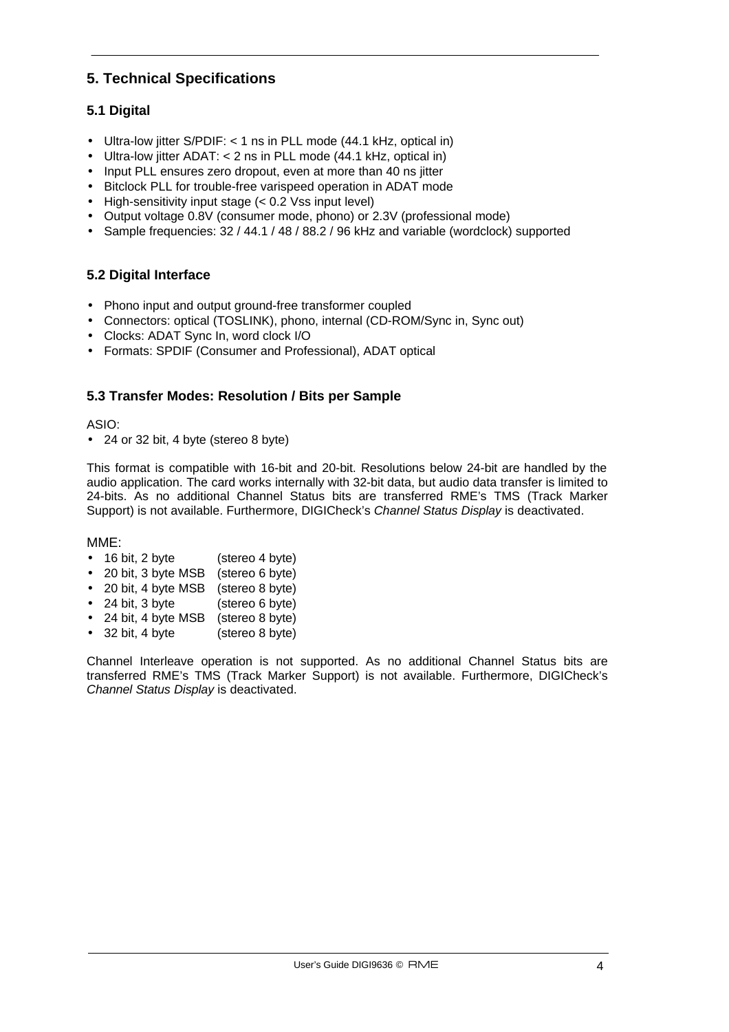# 5. Technical Specifications

## 5.1 Digital

- Ultra-low jitter S/PDIF: < 1 ns in PLL mode (44.1 kHz, optical in)
- Ultra-low jitter ADAT: < 2 ns in PLL mode (44.1 kHz, optical in)
- Input PLL ensures zero dropout, even at more than 40 ns jitter
- Bitclock PLL for trouble-free varispeed operation in ADAT mode
- High-sensitivity input stage (< 0.2 Vss input level)
- Output voltage 0.8V (consumer mode, phono) or 2.3V (professional mode)
- Sample frequencies: 32 / 44.1 / 48 / 88.2 / 96 kHz and variable (wordclock) supported

## 5.2 Digital Interface

- Phono input and output ground-free transformer coupled
- Connectors: optical (TOSLINK), phono, internal (CD-ROM/Sync in, Sync out)
- Clocks: ADAT Sync In, word clock I/O
- Formats: SPDIF (Consumer and Professional), ADAT optical

## 5.3 Transfer Modes: Resolution / Bits per Sample

ASIO:

- 24 or 32 bit, 4 byte (stereo 8 byte)

This format is compatible with 16-bit and 20-bit. Resolutions below 24-bit are handled by the audio application. The card works internally with 32-bit data, but audio data transfer is limited to 24-bits. As no additional Channel Status bits are transferred RME's TMS (Track Marker Support) is not available. Furthermore, DIGICheck's *Channel Status Display* is deactivated.

MME:

- 16 bit, 2 byte (stereo 4 byte)
- 20 bit, 3 byte MSB (stereo 6 byte)
- 20 bit, 4 byte MSB (stereo 8 byte)
- 24 bit, 3 byte (stereo 6 byte)
- 24 bit, 4 byte MSB (stereo 8 byte)
- 32 bit, 4 byte (stereo 8 byte)

Channel Interleave operation is not supported. As no additional Channel Status bits are transferred RME's TMS (Track Marker Support) is not available. Furthermore, DIGICheck's *Channel Status Display* is deactivated.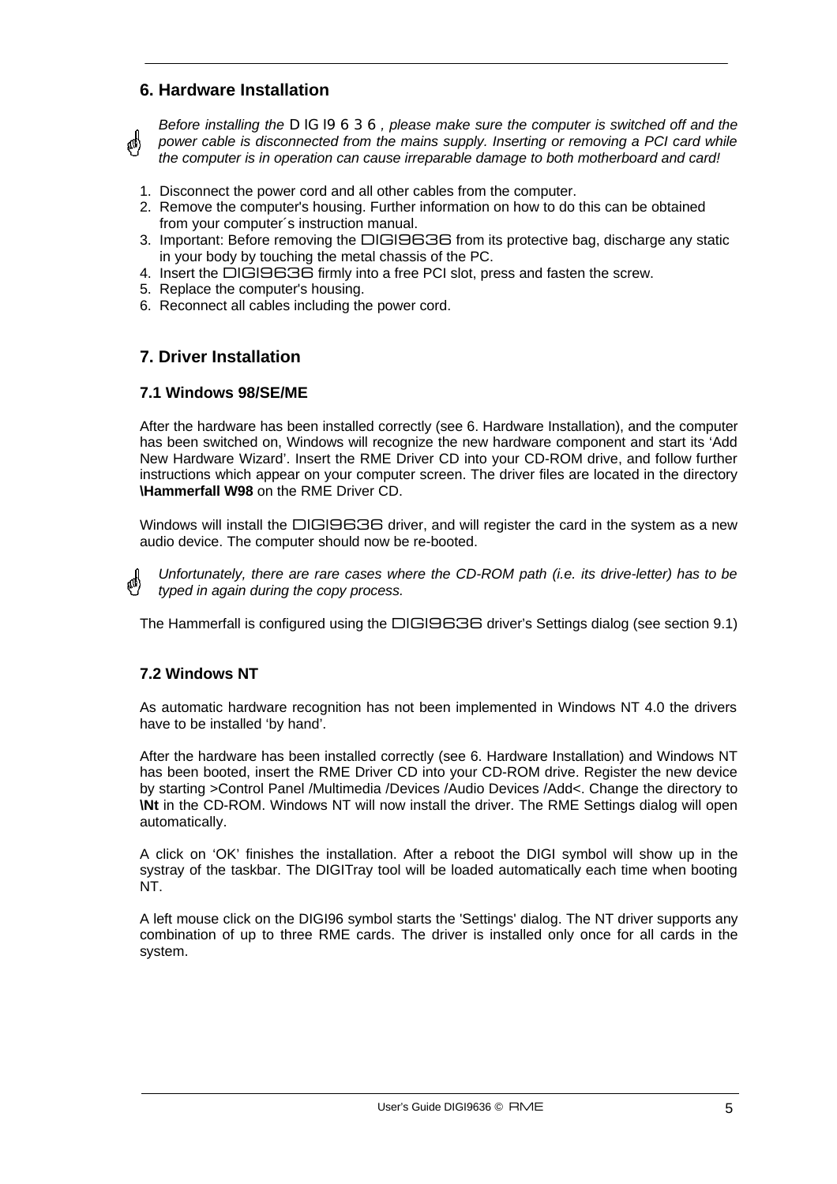## 6. Hardware Installation

*Before installing the DIGI9636, please make sure the computer is switched off and the power cable is disconnected from the mains supply. Inserting or removing a PCI card while the computer is in operation can cause irreparable damage to both motherboard and card!*

1. Disconnect the power cord and all other cables from the computer.
2. Remove the computer's housing. Further information on how to do this can be obtained from your computer´s instruction manual.
3. Important: Before removing the DIGI9636 from its protective bag, discharge any static in your body by touching the metal chassis of the PC.
4. Insert the DIGI9636 firmly into a free PCI slot, press and fasten the screw.
5. Replace the computer's housing.
6. Reconnect all cables including the power cord.

## 7. Driver Installation

### 7.1 Windows 98/SE/ME

After the hardware has been installed correctly (see 6. Hardware Installation), and the computer has been switched on, Windows will recognize the new hardware component and start its 'Add New Hardware Wizard'. Insert the RME Driver CD into your CD-ROM drive, and follow further instructions which appear on your computer screen. The driver files are located in the directory **\Hammerfall W98** on the RME Driver CD.

Windows will install the DIGI9636 driver, and will register the card in the system as a new audio device. The computer should now be re-booted.

*Unfortunately, there are rare cases where the CD-ROM path (i.e. its drive-letter) has to be typed in again during the copy process.*

The Hammerfall is configured using the DIGI9636 driver's Settings dialog (see section 9.1)

### 7.2 Windows NT

As automatic hardware recognition has not been implemented in Windows NT 4.0 the drivers have to be installed 'by hand'.

After the hardware has been installed correctly (see 6. Hardware Installation) and Windows NT has been booted, insert the RME Driver CD into your CD-ROM drive. Register the new device by starting >Control Panel /Multimedia /Devices /Audio Devices /Add<. Change the directory to **\Nt** in the CD-ROM. Windows NT will now install the driver. The RME Settings dialog will open automatically.

A click on 'OK' finishes the installation. After a reboot the DIGI symbol will show up in the systray of the taskbar. The DIGITray tool will be loaded automatically each time when booting NT.

A left mouse click on the DIGI96 symbol starts the 'Settings' dialog. The NT driver supports any combination of up to three RME cards. The driver is installed only once for all cards in the system.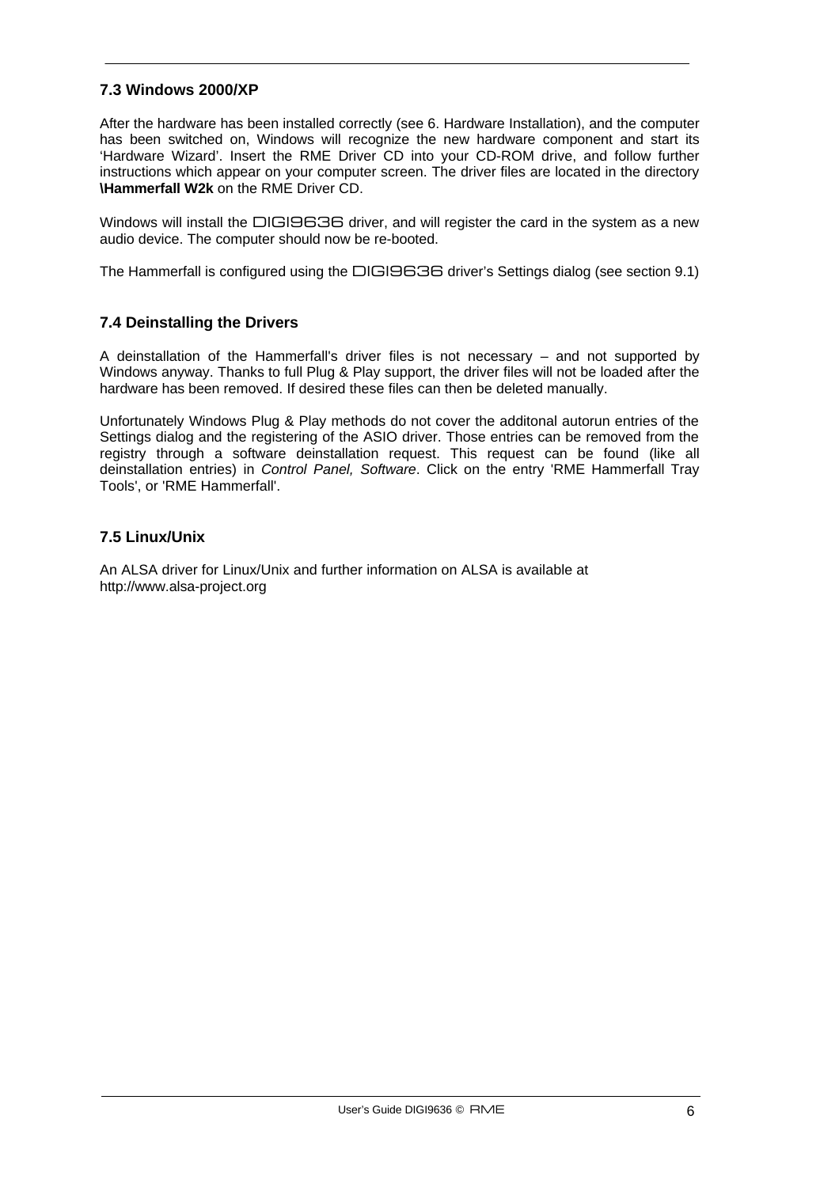### 7.3 Windows 2000/XP

After the hardware has been installed correctly (see 6. Hardware Installation), and the computer has been switched on, Windows will recognize the new hardware component and start its 'Hardware Wizard'. Insert the RME Driver CD into your CD-ROM drive, and follow further instructions which appear on your computer screen. The driver files are located in the directory **\Hammerfall W2k** on the RME Driver CD.

Windows will install the DIGI9636 driver, and will register the card in the system as a new audio device. The computer should now be re-booted.

The Hammerfall is configured using the DIGI9636 driver's Settings dialog (see section 9.1)

### 7.4 Deinstalling the Drivers

A deinstallation of the Hammerfall's driver files is not necessary – and not supported by Windows anyway. Thanks to full Plug & Play support, the driver files will not be loaded after the hardware has been removed. If desired these files can then be deleted manually.

Unfortunately Windows Plug & Play methods do not cover the additonal autorun entries of the Settings dialog and the registering of the ASIO driver. Those entries can be removed from the registry through a software deinstallation request. This request can be found (like all deinstallation entries) in *Control Panel, Software*. Click on the entry 'RME Hammerfall Tray Tools', or 'RME Hammerfall'.

### 7.5 Linux/Unix

An ALSA driver for Linux/Unix and further information on ALSA is available at
http://www.alsa-project.org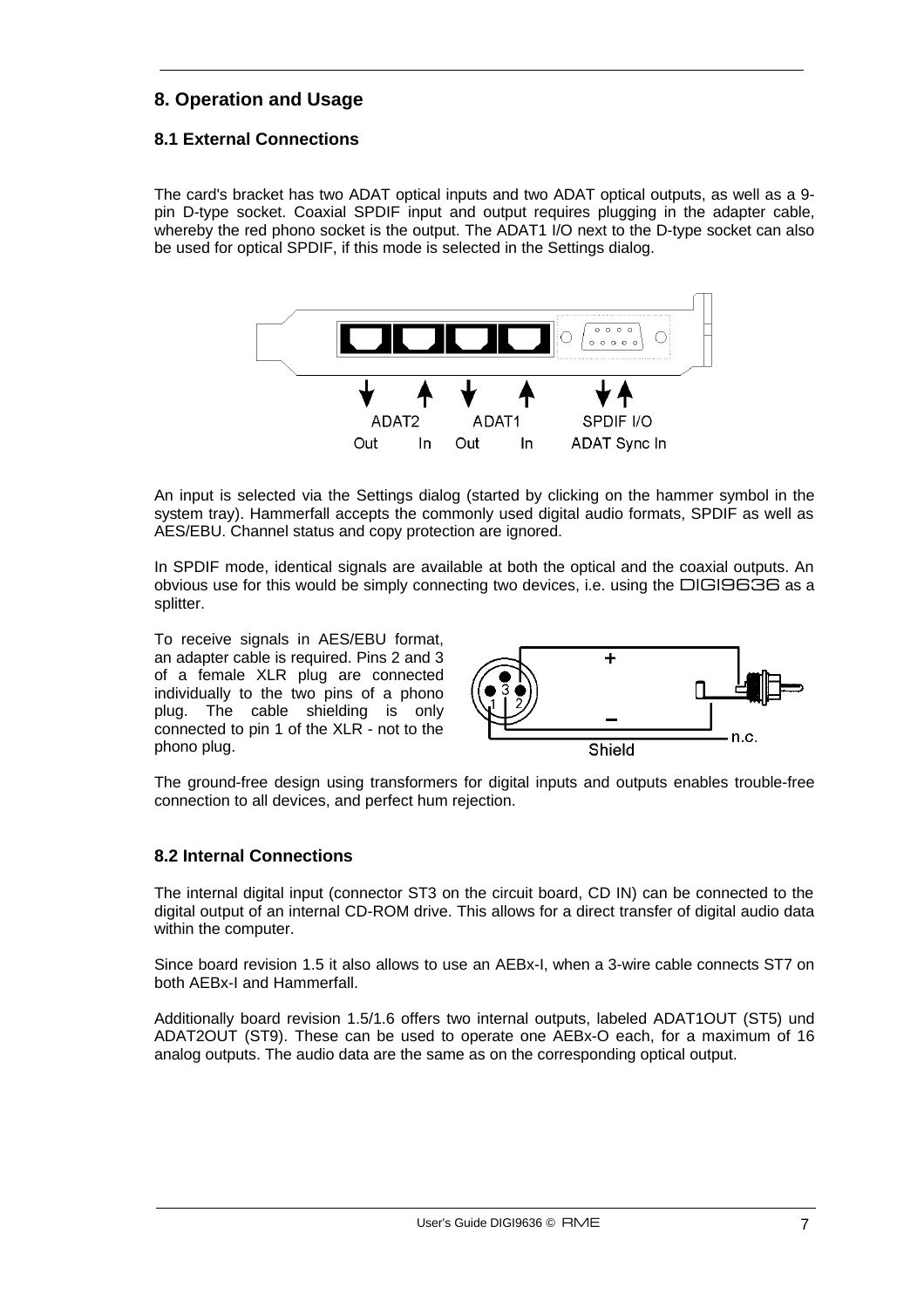## 8. Operation and Usage

### 8.1 External Connections

The card's bracket has two ADAT optical inputs and two ADAT optical outputs, as well as a 9-pin D-type socket. Coaxial SPDIF input and output requires plugging in the adapter cable, whereby the red phono socket is the output. The ADAT1 I/O next to the D-type socket can also be used for optical SPDIF, if this mode is selected in the Settings dialog.

An input is selected via the Settings dialog (started by clicking on the hammer symbol in the system tray). Hammerfall accepts the commonly used digital audio formats, SPDIF as well as AES/EBU. Channel status and copy protection are ignored.

In SPDIF mode, identical signals are available at both the optical and the coaxial outputs. An obvious use for this would be simply connecting two devices, i.e. using the DIGI9636 as a splitter.

To receive signals in AES/EBU format, an adapter cable is required. Pins 2 and 3 of a female XLR plug are connected individually to the two pins of a phono plug. The cable shielding is only connected to pin 1 of the XLR - not to the phono plug.

The ground-free design using transformers for digital inputs and outputs enables trouble-free connection to all devices, and perfect hum rejection.

### 8.2 Internal Connections

The internal digital input (connector ST3 on the circuit board, CD IN) can be connected to the digital output of an internal CD-ROM drive. This allows for a direct transfer of digital audio data within the computer.

Since board revision 1.5 it also allows to use an AEBx-I, when a 3-wire cable connects ST7 on both AEBx-I and Hammerfall.

Additionally board revision 1.5/1.6 offers two internal outputs, labeled ADAT1OUT (ST5) und ADAT2OUT (ST9). These can be used to operate one AEBx-O each, for a maximum of 16 analog outputs. The audio data are the same as on the corresponding optical output.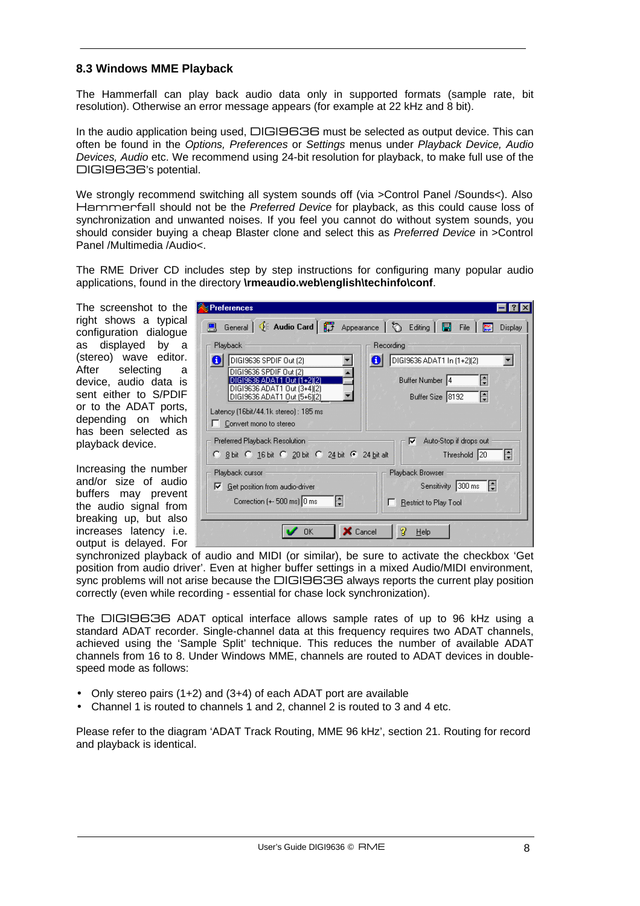### 8.3 Windows MME Playback

The Hammerfall can play back audio data only in supported formats (sample rate, bit resolution). Otherwise an error message appears (for example at 22 kHz and 8 bit).

In the audio application being used, DIGI9636 must be selected as output device. This can often be found in the *Options, Preferences* or *Settings* menus under *Playback Device, Audio Devices, Audio* etc. We recommend using 24-bit resolution for playback, to make full use of the DIGI9636's potential.

We strongly recommend switching all system sounds off (via >Control Panel /Sounds<). Also Hammerfall should not be the *Preferred Device* for playback, as this could cause loss of synchronization and unwanted noises. If you feel you cannot do without system sounds, you should consider buying a cheap Blaster clone and select this as *Preferred Device* in >Control Panel /Multimedia /Audio<.

The RME Driver CD includes step by step instructions for configuring many popular audio applications, found in the directory **\rmeaudio.web\english\techinfo\conf**.

The screenshot to the right shows a typical configuration dialogue as displayed by a (stereo) wave editor. After selecting a device, audio data is sent either to S/PDIF or to the ADAT ports, depending on which has been selected as playback device.

Increasing the number and/or size of audio buffers may prevent the audio signal from breaking up, but also increases latency i.e. output is delayed. For synchronized playback of audio and MIDI (or similar), be sure to activate the checkbox 'Get position from audio driver'. Even at higher buffer settings in a mixed Audio/MIDI environment, sync problems will not arise because the DIGI9636 always reports the current play position correctly (even while recording - essential for chase lock synchronization).

The DIGI9636 ADAT optical interface allows sample rates of up to 96 kHz using a standard ADAT recorder. Single-channel data at this frequency requires two ADAT channels, achieved using the 'Sample Split' technique. This reduces the number of available ADAT channels from 16 to 8. Under Windows MME, channels are routed to ADAT devices in double-speed mode as follows:

- Only stereo pairs (1+2) and (3+4) of each ADAT port are available
- Channel 1 is routed to channels 1 and 2, channel 2 is routed to 3 and 4 etc.

Please refer to the diagram 'ADAT Track Routing, MME 96 kHz', section 21. Routing for record and playback is identical.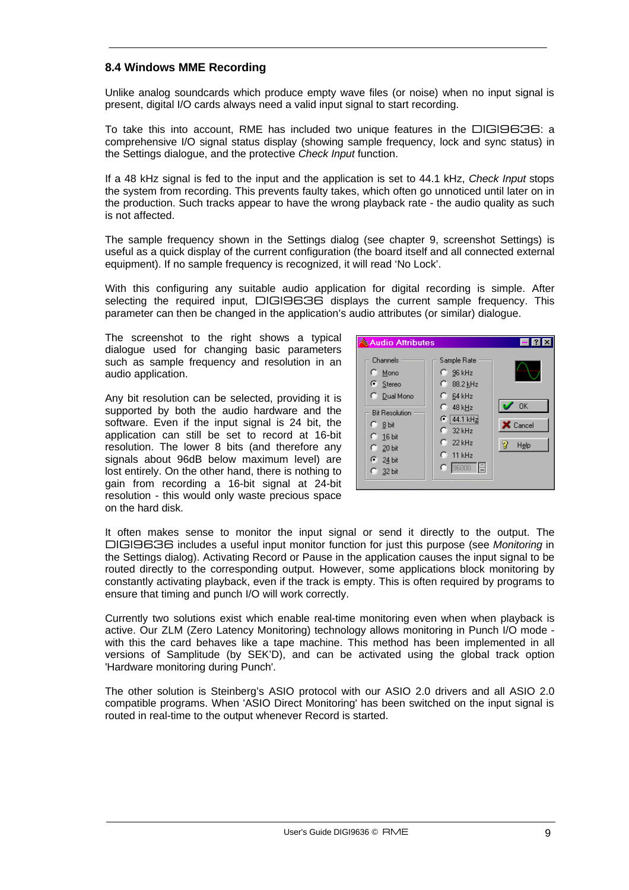## 8.4 Windows MME Recording

Unlike analog soundcards which produce empty wave files (or noise) when no input signal is present, digital I/O cards always need a valid input signal to start recording.

To take this into account, RME has included two unique features in the DIGI9636: a comprehensive I/O signal status display (showing sample frequency, lock and sync status) in the Settings dialogue, and the protective *Check Input* function.

If a 48 kHz signal is fed to the input and the application is set to 44.1 kHz, *Check Input* stops the system from recording. This prevents faulty takes, which often go unnoticed until later on in the production. Such tracks appear to have the wrong playback rate - the audio quality as such is not affected.

The sample frequency shown in the Settings dialog (see chapter 9, screenshot Settings) is useful as a quick display of the current configuration (the board itself and all connected external equipment). If no sample frequency is recognized, it will read 'No Lock'.

With this configuring any suitable audio application for digital recording is simple. After selecting the required input, DIGI9636 displays the current sample frequency. This parameter can then be changed in the application's audio attributes (or similar) dialogue.

The screenshot to the right shows a typical dialogue used for changing basic parameters such as sample frequency and resolution in an audio application.

Any bit resolution can be selected, providing it is supported by both the audio hardware and the software. Even if the input signal is 24 bit, the application can still be set to record at 16-bit resolution. The lower 8 bits (and therefore any signals about 96dB below maximum level) are lost entirely. On the other hand, there is nothing to gain from recording a 16-bit signal at 24-bit resolution - this would only waste precious space on the hard disk.

It often makes sense to monitor the input signal or send it directly to the output. The DIGI9636 includes a useful input monitor function for just this purpose (see *Monitoring* in the Settings dialog). Activating Record or Pause in the application causes the input signal to be routed directly to the corresponding output. However, some applications block monitoring by constantly activating playback, even if the track is empty. This is often required by programs to ensure that timing and punch I/O will work correctly.

Currently two solutions exist which enable real-time monitoring even when when playback is active. Our ZLM (Zero Latency Monitoring) technology allows monitoring in Punch I/O mode - with this the card behaves like a tape machine. This method has been implemented in all versions of Samplitude (by SEK'D), and can be activated using the global track option 'Hardware monitoring during Punch'.

The other solution is Steinberg's ASIO protocol with our ASIO 2.0 drivers and all ASIO 2.0 compatible programs. When 'ASIO Direct Monitoring' has been switched on the input signal is routed in real-time to the output whenever Record is started.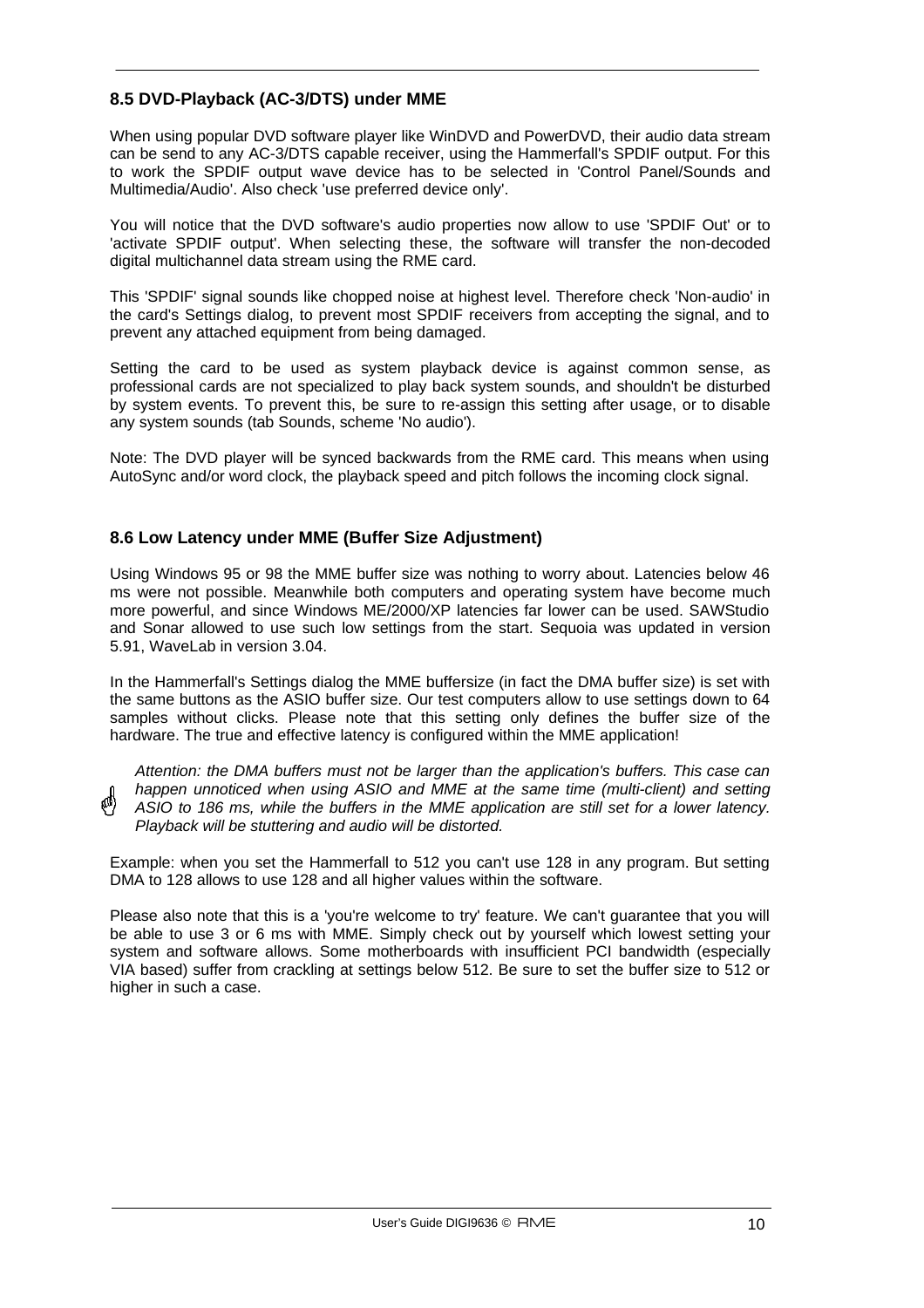## 8.5 DVD-Playback (AC-3/DTS) under MME

When using popular DVD software player like WinDVD and PowerDVD, their audio data stream can be send to any AC-3/DTS capable receiver, using the Hammerfall's SPDIF output. For this to work the SPDIF output wave device has to be selected in 'Control Panel/Sounds and Multimedia/Audio'. Also check 'use preferred device only'.

You will notice that the DVD software's audio properties now allow to use 'SPDIF Out' or to 'activate SPDIF output'. When selecting these, the software will transfer the non-decoded digital multichannel data stream using the RME card.

This 'SPDIF' signal sounds like chopped noise at highest level. Therefore check 'Non-audio' in the card's Settings dialog, to prevent most SPDIF receivers from accepting the signal, and to prevent any attached equipment from being damaged.

Setting the card to be used as system playback device is against common sense, as professional cards are not specialized to play back system sounds, and shouldn't be disturbed by system events. To prevent this, be sure to re-assign this setting after usage, or to disable any system sounds (tab Sounds, scheme 'No audio').

Note: The DVD player will be synced backwards from the RME card. This means when using AutoSync and/or word clock, the playback speed and pitch follows the incoming clock signal.

## 8.6 Low Latency under MME (Buffer Size Adjustment)

Using Windows 95 or 98 the MME buffer size was nothing to worry about. Latencies below 46 ms were not possible. Meanwhile both computers and operating system have become much more powerful, and since Windows ME/2000/XP latencies far lower can be used. SAWStudio and Sonar allowed to use such low settings from the start. Sequoia was updated in version 5.91, WaveLab in version 3.04.

In the Hammerfall's Settings dialog the MME buffersize (in fact the DMA buffer size) is set with the same buttons as the ASIO buffer size. Our test computers allow to use settings down to 64 samples without clicks. Please note that this setting only defines the buffer size of the hardware. The true and effective latency is configured within the MME application!

*Attention: the DMA buffers must not be larger than the application's buffers. This case can happen unnoticed when using ASIO and MME at the same time (multi-client) and setting ASIO to 186 ms, while the buffers in the MME application are still set for a lower latency. Playback will be stuttering and audio will be distorted.*

Example: when you set the Hammerfall to 512 you can't use 128 in any program. But setting DMA to 128 allows to use 128 and all higher values within the software.

Please also note that this is a 'you're welcome to try' feature. We can't guarantee that you will be able to use 3 or 6 ms with MME. Simply check out by yourself which lowest setting your system and software allows. Some motherboards with insufficient PCI bandwidth (especially VIA based) suffer from crackling at settings below 512. Be sure to set the buffer size to 512 or higher in such a case.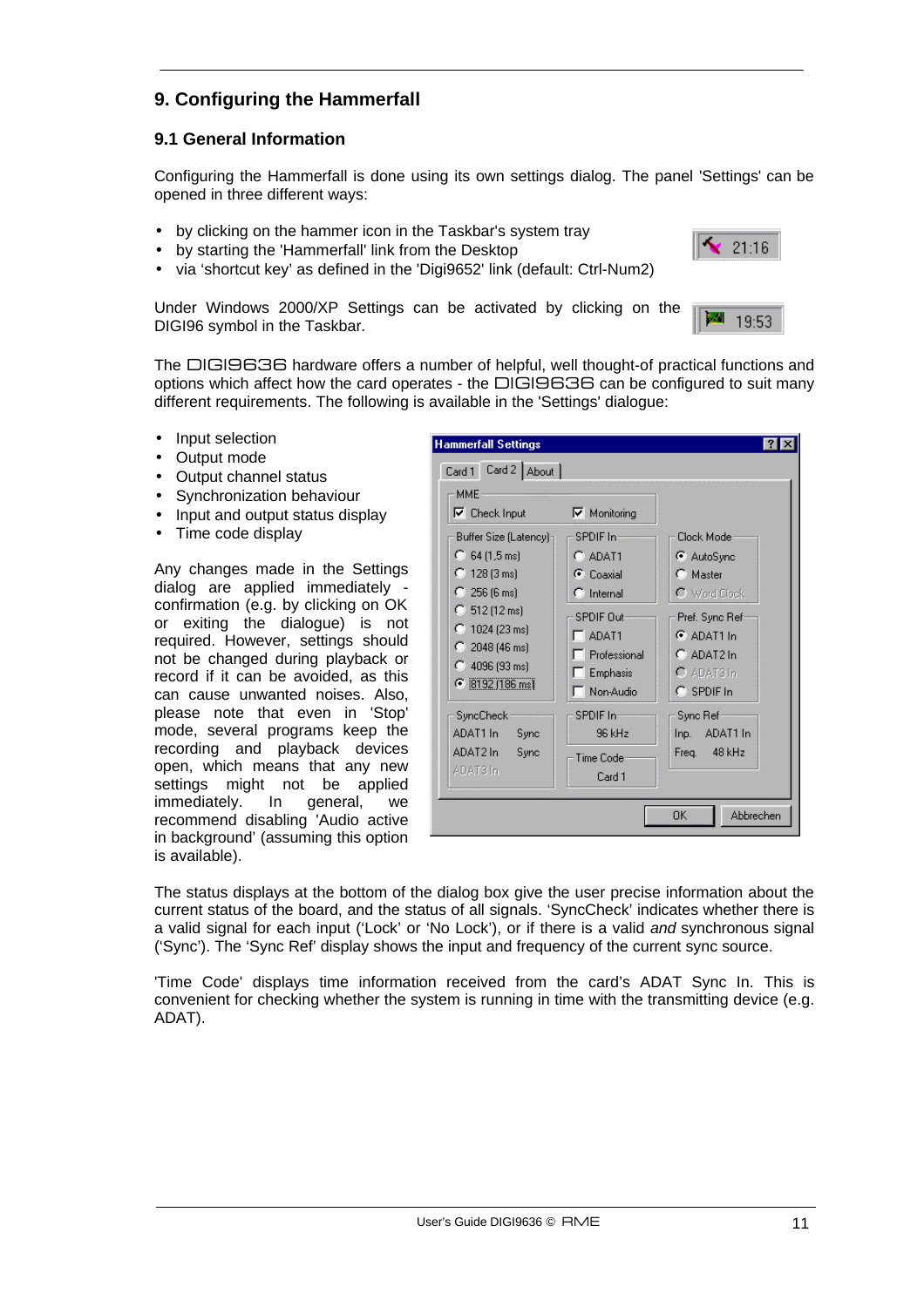# 9. Configuring the Hammerfall

## 9.1 General Information

Configuring the Hammerfall is done using its own settings dialog. The panel 'Settings' can be opened in three different ways:

- by clicking on the hammer icon in the Taskbar's system tray
- by starting the 'Hammerfall' link from the Desktop
- via 'shortcut key' as defined in the 'Digi9652' link (default: Ctrl-Num2)

Under Windows 2000/XP Settings can be activated by clicking on the DIGI96 symbol in the Taskbar.

The DIGI9636 hardware offers a number of helpful, well thought-of practical functions and options which affect how the card operates - the DIGI9636 can be configured to suit many different requirements. The following is available in the 'Settings' dialogue:

- Input selection
- Output mode
- Output channel status
- Synchronization behaviour
- Input and output status display
- Time code display

Any changes made in the Settings dialog are applied immediately - confirmation (e.g. by clicking on OK or exiting the dialogue) is not required. However, settings should not be changed during playback or record if it can be avoided, as this can cause unwanted noises. Also, please note that even in 'Stop' mode, several programs keep the recording and playback devices open, which means that any new settings might not be applied immediately. In general, we recommend disabling 'Audio active in background' (assuming this option is available).

The status displays at the bottom of the dialog box give the user precise information about the current status of the board, and the status of all signals. 'SyncCheck' indicates whether there is a valid signal for each input ('Lock' or 'No Lock'), or if there is a valid *and* synchronous signal ('Sync'). The 'Sync Ref' display shows the input and frequency of the current sync source.

'Time Code' displays time information received from the card's ADAT Sync In. This is convenient for checking whether the system is running in time with the transmitting device (e.g. ADAT).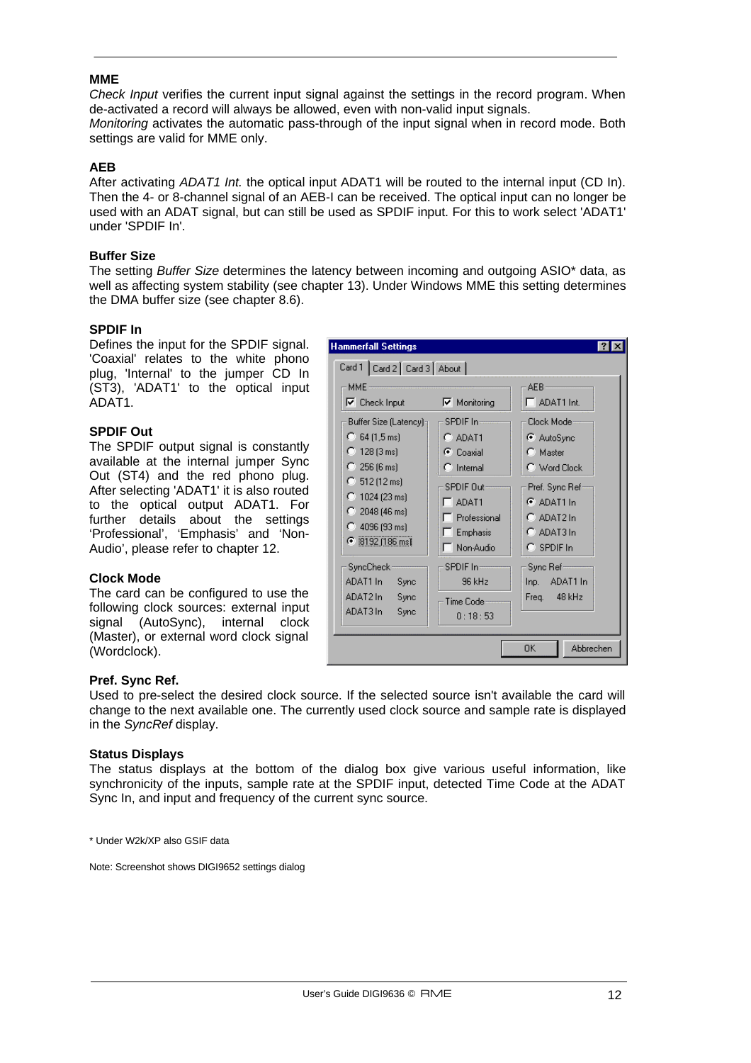### MME

*Check Input* verifies the current input signal against the settings in the record program. When de-activated a record will always be allowed, even with non-valid input signals.
*Monitoring* activates the automatic pass-through of the input signal when in record mode. Both settings are valid for MME only.

### AEB

After activating *ADAT1 Int.* the optical input ADAT1 will be routed to the internal input (CD In). Then the 4- or 8-channel signal of an AEB-I can be received. The optical input can no longer be used with an ADAT signal, but can still be used as SPDIF input. For this to work select 'ADAT1' under 'SPDIF In'.

### Buffer Size

The setting *Buffer Size* determines the latency between incoming and outgoing ASIO* data, as well as affecting system stability (see chapter 13). Under Windows MME this setting determines the DMA buffer size (see chapter 8.6).

### SPDIF In

Defines the input for the SPDIF signal. 'Coaxial' relates to the white phono plug, 'Internal' to the jumper CD In (ST3), 'ADAT1' to the optical input ADAT1.

### SPDIF Out

The SPDIF output signal is constantly available at the internal jumper Sync Out (ST4) and the red phono plug. After selecting 'ADAT1' it is also routed to the optical output ADAT1. For further details about the settings 'Professional', 'Emphasis' and 'Non-Audio', please refer to chapter 12.

### Clock Mode

The card can be configured to use the following clock sources: external input signal (AutoSync), internal clock (Master), or external word clock signal (Wordclock).

### Pref. Sync Ref.

Used to pre-select the desired clock source. If the selected source isn't available the card will change to the next available one. The currently used clock source and sample rate is displayed in the *SyncRef* display.

### Status Displays

The status displays at the bottom of the dialog box give various useful information, like synchronicity of the inputs, sample rate at the SPDIF input, detected Time Code at the ADAT Sync In, and input and frequency of the current sync source.

\* Under W2k/XP also GSIF data

Note: Screenshot shows DIGI9652 settings dialog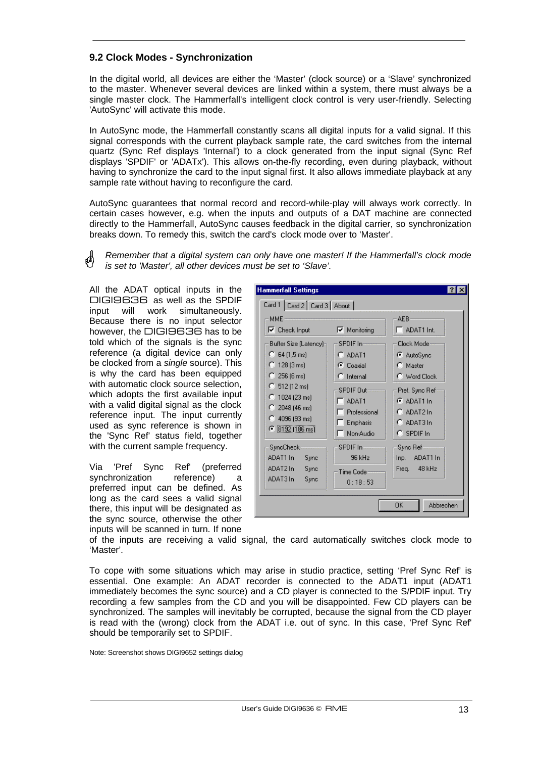## 9.2 Clock Modes - Synchronization

In the digital world, all devices are either the 'Master' (clock source) or a 'Slave' synchronized to the master. Whenever several devices are linked within a system, there must always be a single master clock. The Hammerfall's intelligent clock control is very user-friendly. Selecting 'AutoSync' will activate this mode.

In AutoSync mode, the Hammerfall constantly scans all digital inputs for a valid signal. If this signal corresponds with the current playback sample rate, the card switches from the internal quartz (Sync Ref displays 'Internal') to a clock generated from the input signal (Sync Ref displays 'SPDIF' or 'ADATx'). This allows on-the-fly recording, even during playback, without having to synchronize the card to the input signal first. It also allows immediate playback at any sample rate without having to reconfigure the card.

AutoSync guarantees that normal record and record-while-play will always work correctly. In certain cases however, e.g. when the inputs and outputs of a DAT machine are connected directly to the Hammerfall, AutoSync causes feedback in the digital carrier, so synchronization breaks down. To remedy this, switch the card's clock mode over to 'Master'.

*Remember that a digital system can only have one master! If the Hammerfall's clock mode is set to 'Master', all other devices must be set to 'Slave'.*

All the ADAT optical inputs in the DIGI9636 as well as the SPDIF input will work simultaneously. Because there is no input selector however, the DIGI9636 has to be told which of the signals is the sync reference (a digital device can only be clocked from a *single* source). This is why the card has been equipped with automatic clock source selection, which adopts the first available input with a valid digital signal as the clock reference input. The input currently used as sync reference is shown in the 'Sync Ref' status field, together with the current sample frequency.

Via 'Pref Sync Ref' (preferred synchronization reference) a preferred input can be defined. As long as the card sees a valid signal there, this input will be designated as the sync source, otherwise the other inputs will be scanned in turn. If none of the inputs are receiving a valid signal, the card automatically switches clock mode to 'Master'.

To cope with some situations which may arise in studio practice, setting 'Pref Sync Ref' is essential. One example: An ADAT recorder is connected to the ADAT1 input (ADAT1 immediately becomes the sync source) and a CD player is connected to the S/PDIF input. Try recording a few samples from the CD and you will be disappointed. Few CD players can be synchronized. The samples will inevitably be corrupted, because the signal from the CD player is read with the (wrong) clock from the ADAT i.e. out of sync. In this case, 'Pref Sync Ref' should be temporarily set to SPDIF.

Note: Screenshot shows DIGI9652 settings dialog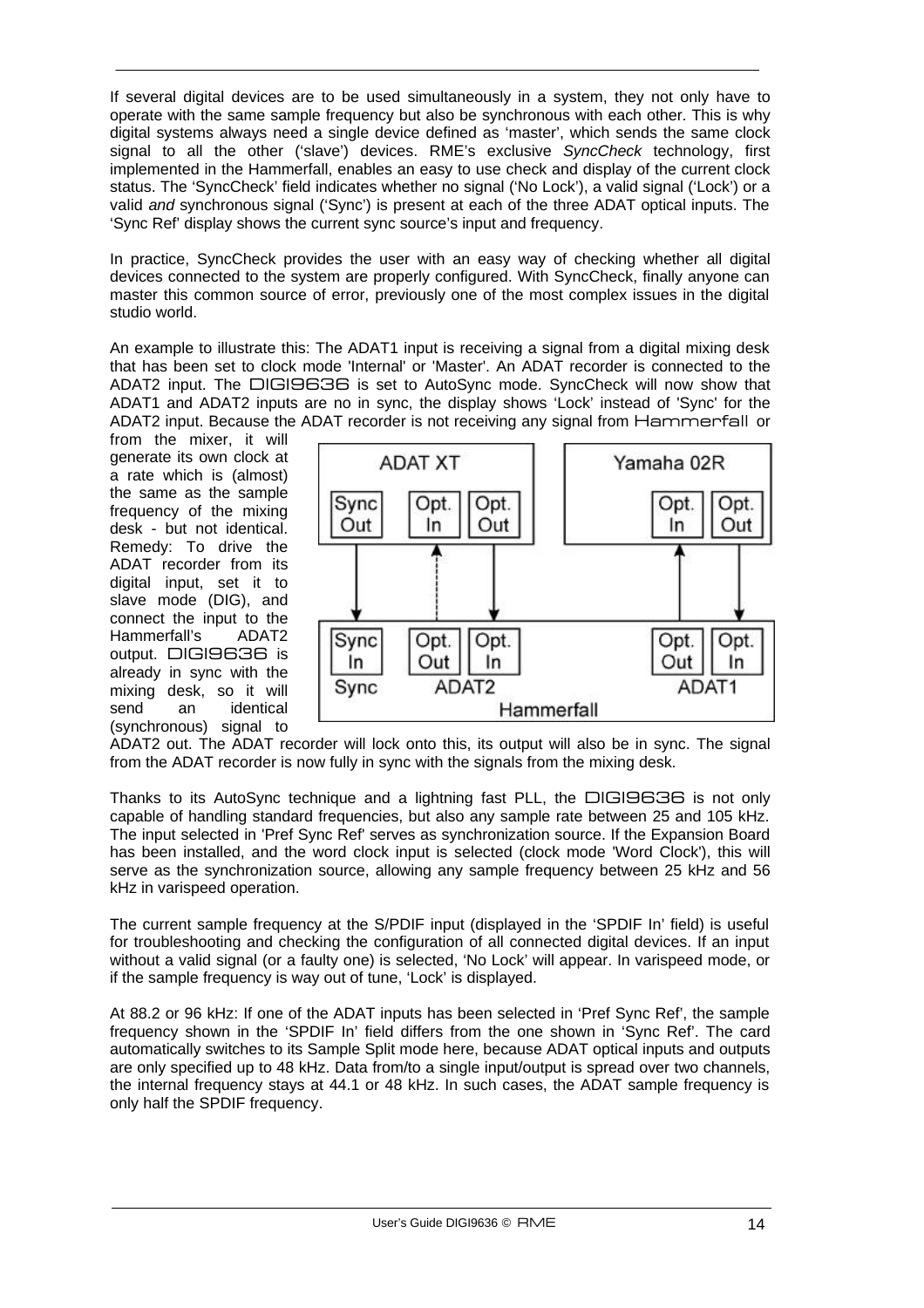If several digital devices are to be used simultaneously in a system, they not only have to operate with the same sample frequency but also be synchronous with each other. This is why digital systems always need a single device defined as 'master', which sends the same clock signal to all the other ('slave') devices. RME's exclusive *SyncCheck* technology, first implemented in the Hammerfall, enables an easy to use check and display of the current clock status. The 'SyncCheck' field indicates whether no signal ('No Lock'), a valid signal ('Lock') or a valid *and* synchronous signal ('Sync') is present at each of the three ADAT optical inputs. The 'Sync Ref' display shows the current sync source's input and frequency.

In practice, SyncCheck provides the user with an easy way of checking whether all digital devices connected to the system are properly configured. With SyncCheck, finally anyone can master this common source of error, previously one of the most complex issues in the digital studio world.

An example to illustrate this: The ADAT1 input is receiving a signal from a digital mixing desk that has been set to clock mode 'Internal' or 'Master'. An ADAT recorder is connected to the ADAT2 input. The DIGI9636 is set to AutoSync mode. SyncCheck will now show that ADAT1 and ADAT2 inputs are no in sync, the display shows 'Lock' instead of 'Sync' for the ADAT2 input. Because the ADAT recorder is not receiving any signal from Hammerfall or from the mixer, it will generate its own clock at a rate which is (almost) the same as the sample frequency of the mixing desk - but not identical. Remedy: To drive the ADAT recorder from its digital input, set it to slave mode (DIG), and connect the input to the Hammerfall's ADAT2 output. DIGI9636 is already in sync with the mixing desk, so it will send an identical (synchronous) signal to ADAT2 out. The ADAT recorder will lock onto this, its output will also be in sync. The signal from the ADAT recorder is now fully in sync with the signals from the mixing desk.

Thanks to its AutoSync technique and a lightning fast PLL, the DIGI9636 is not only capable of handling standard frequencies, but also any sample rate between 25 and 105 kHz. The input selected in 'Pref Sync Ref' serves as synchronization source. If the Expansion Board has been installed, and the word clock input is selected (clock mode 'Word Clock'), this will serve as the synchronization source, allowing any sample frequency between 25 kHz and 56 kHz in varispeed operation.

The current sample frequency at the S/PDIF input (displayed in the 'SPDIF In' field) is useful for troubleshooting and checking the configuration of all connected digital devices. If an input without a valid signal (or a faulty one) is selected, 'No Lock' will appear. In varispeed mode, or if the sample frequency is way out of tune, 'Lock' is displayed.

At 88.2 or 96 kHz: If one of the ADAT inputs has been selected in 'Pref Sync Ref', the sample frequency shown in the 'SPDIF In' field differs from the one shown in 'Sync Ref'. The card automatically switches to its Sample Split mode here, because ADAT optical inputs and outputs are only specified up to 48 kHz. Data from/to a single input/output is spread over two channels, the internal frequency stays at 44.1 or 48 kHz. In such cases, the ADAT sample frequency is only half the SPDIF frequency.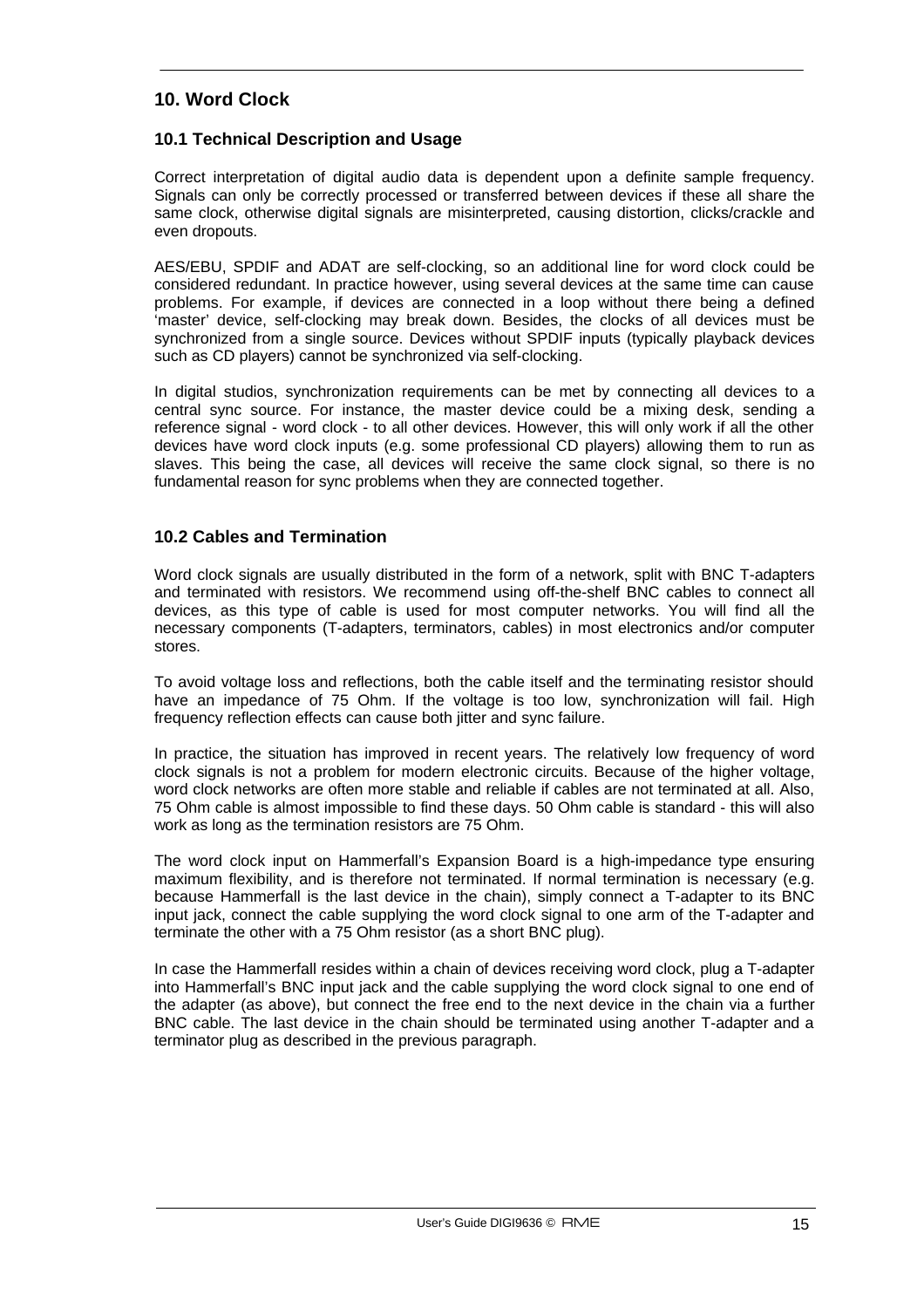## 10. Word Clock

### 10.1 Technical Description and Usage

Correct interpretation of digital audio data is dependent upon a definite sample frequency. Signals can only be correctly processed or transferred between devices if these all share the same clock, otherwise digital signals are misinterpreted, causing distortion, clicks/crackle and even dropouts.

AES/EBU, SPDIF and ADAT are self-clocking, so an additional line for word clock could be considered redundant. In practice however, using several devices at the same time can cause problems. For example, if devices are connected in a loop without there being a defined 'master' device, self-clocking may break down. Besides, the clocks of all devices must be synchronized from a single source. Devices without SPDIF inputs (typically playback devices such as CD players) cannot be synchronized via self-clocking.

In digital studios, synchronization requirements can be met by connecting all devices to a central sync source. For instance, the master device could be a mixing desk, sending a reference signal - word clock - to all other devices. However, this will only work if all the other devices have word clock inputs (e.g. some professional CD players) allowing them to run as slaves. This being the case, all devices will receive the same clock signal, so there is no fundamental reason for sync problems when they are connected together.

### 10.2 Cables and Termination

Word clock signals are usually distributed in the form of a network, split with BNC T-adapters and terminated with resistors. We recommend using off-the-shelf BNC cables to connect all devices, as this type of cable is used for most computer networks. You will find all the necessary components (T-adapters, terminators, cables) in most electronics and/or computer stores.

To avoid voltage loss and reflections, both the cable itself and the terminating resistor should have an impedance of 75 Ohm. If the voltage is too low, synchronization will fail. High frequency reflection effects can cause both jitter and sync failure.

In practice, the situation has improved in recent years. The relatively low frequency of word clock signals is not a problem for modern electronic circuits. Because of the higher voltage, word clock networks are often more stable and reliable if cables are not terminated at all. Also, 75 Ohm cable is almost impossible to find these days. 50 Ohm cable is standard - this will also work as long as the termination resistors are 75 Ohm.

The word clock input on Hammerfall's Expansion Board is a high-impedance type ensuring maximum flexibility, and is therefore not terminated. If normal termination is necessary (e.g. because Hammerfall is the last device in the chain), simply connect a T-adapter to its BNC input jack, connect the cable supplying the word clock signal to one arm of the T-adapter and terminate the other with a 75 Ohm resistor (as a short BNC plug).

In case the Hammerfall resides within a chain of devices receiving word clock, plug a T-adapter into Hammerfall's BNC input jack and the cable supplying the word clock signal to one end of the adapter (as above), but connect the free end to the next device in the chain via a further BNC cable. The last device in the chain should be terminated using another T-adapter and a terminator plug as described in the previous paragraph.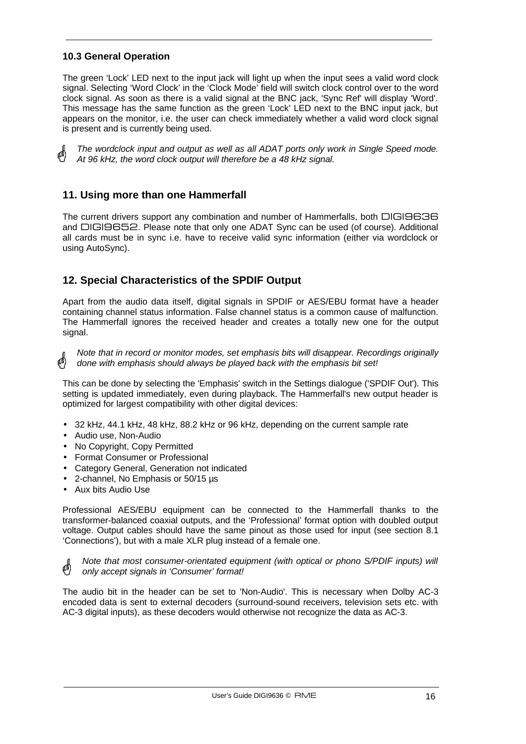### 10.3 General Operation

The green 'Lock' LED next to the input jack will light up when the input sees a valid word clock signal. Selecting 'Word Clock' in the 'Clock Mode' field will switch clock control over to the word clock signal. As soon as there is a valid signal at the BNC jack, 'Sync Ref' will display 'Word'. This message has the same function as the green 'Lock' LED next to the BNC input jack, but appears on the monitor, i.e. the user can check immediately whether a valid word clock signal is present and is currently being used.

*The wordclock input and output as well as all ADAT ports only work in Single Speed mode. At 96 kHz, the word clock output will therefore be a 48 kHz signal.*

## 11. Using more than one Hammerfall

The current drivers support any combination and number of Hammerfalls, both DIGI9636 and DIGI9652. Please note that only one ADAT Sync can be used (of course). Additional all cards must be in sync i.e. have to receive valid sync information (either via wordclock or using AutoSync).

## 12. Special Characteristics of the SPDIF Output

Apart from the audio data itself, digital signals in SPDIF or AES/EBU format have a header containing channel status information. False channel status is a common cause of malfunction. The Hammerfall ignores the received header and creates a totally new one for the output signal.

*Note that in record or monitor modes, set emphasis bits will disappear. Recordings originally done with emphasis should always be played back with the emphasis bit set!*

This can be done by selecting the 'Emphasis' switch in the Settings dialogue ('SPDIF Out'). This setting is updated immediately, even during playback. The Hammerfall's new output header is optimized for largest compatibility with other digital devices:

- 32 kHz, 44.1 kHz, 48 kHz, 88.2 kHz or 96 kHz, depending on the current sample rate
- Audio use, Non-Audio
- No Copyright, Copy Permitted
- Format Consumer or Professional
- Category General, Generation not indicated
- 2-channel, No Emphasis or 50/15 µs
- Aux bits Audio Use

Professional AES/EBU equipment can be connected to the Hammerfall thanks to the transformer-balanced coaxial outputs, and the 'Professional' format option with doubled output voltage. Output cables should have the same pinout as those used for input (see section 8.1 'Connections'), but with a male XLR plug instead of a female one.

*Note that most consumer-orientated equipment (with optical or phono S/PDIF inputs) will only accept signals in 'Consumer' format!*

The audio bit in the header can be set to 'Non-Audio'. This is necessary when Dolby AC-3 encoded data is sent to external decoders (surround-sound receivers, television sets etc. with AC-3 digital inputs), as these decoders would otherwise not recognize the data as AC-3.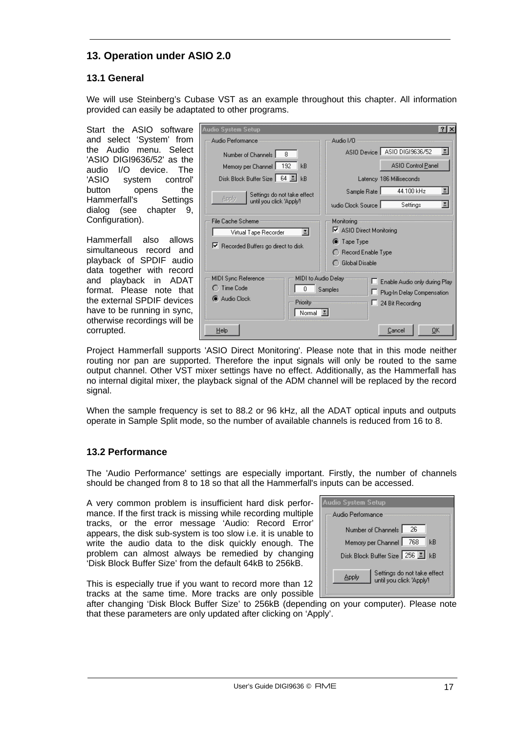## 13. Operation under ASIO 2.0

### 13.1 General

We will use Steinberg's Cubase VST as an example throughout this chapter. All information provided can easily be adaptated to other programs.

Start the ASIO software and select 'System' from the Audio menu. Select 'ASIO DIGI9636/52' as the audio I/O device. The 'ASIO system control' button opens the Hammerfall's Settings dialog (see chapter 9, Configuration).

Hammerfall also allows simultaneous record and playback of SPDIF audio data together with record and playback in ADAT format. Please note that the external SPDIF devices have to be running in sync, otherwise recordings will be corrupted.

Project Hammerfall supports 'ASIO Direct Monitoring'. Please note that in this mode neither routing nor pan are supported. Therefore the input signals will only be routed to the same output channel. Other VST mixer settings have no effect. Additionally, as the Hammerfall has no internal digital mixer, the playback signal of the ADM channel will be replaced by the record signal.

When the sample frequency is set to 88.2 or 96 kHz, all the ADAT optical inputs and outputs operate in Sample Split mode, so the number of available channels is reduced from 16 to 8.

### 13.2 Performance

The 'Audio Performance' settings are especially important. Firstly, the number of channels should be changed from 8 to 18 so that all the Hammerfall's inputs can be accessed.

A very common problem is insufficient hard disk performance. If the first track is missing while recording multiple tracks, or the error message 'Audio: Record Error' appears, the disk sub-system is too slow i.e. it is unable to write the audio data to the disk quickly enough. The problem can almost always be remedied by changing 'Disk Block Buffer Size' from the default 64kB to 256kB.

This is especially true if you want to record more than 12 tracks at the same time. More tracks are only possible after changing 'Disk Block Buffer Size' to 256kB (depending on your computer). Please note that these parameters are only updated after clicking on 'Apply'.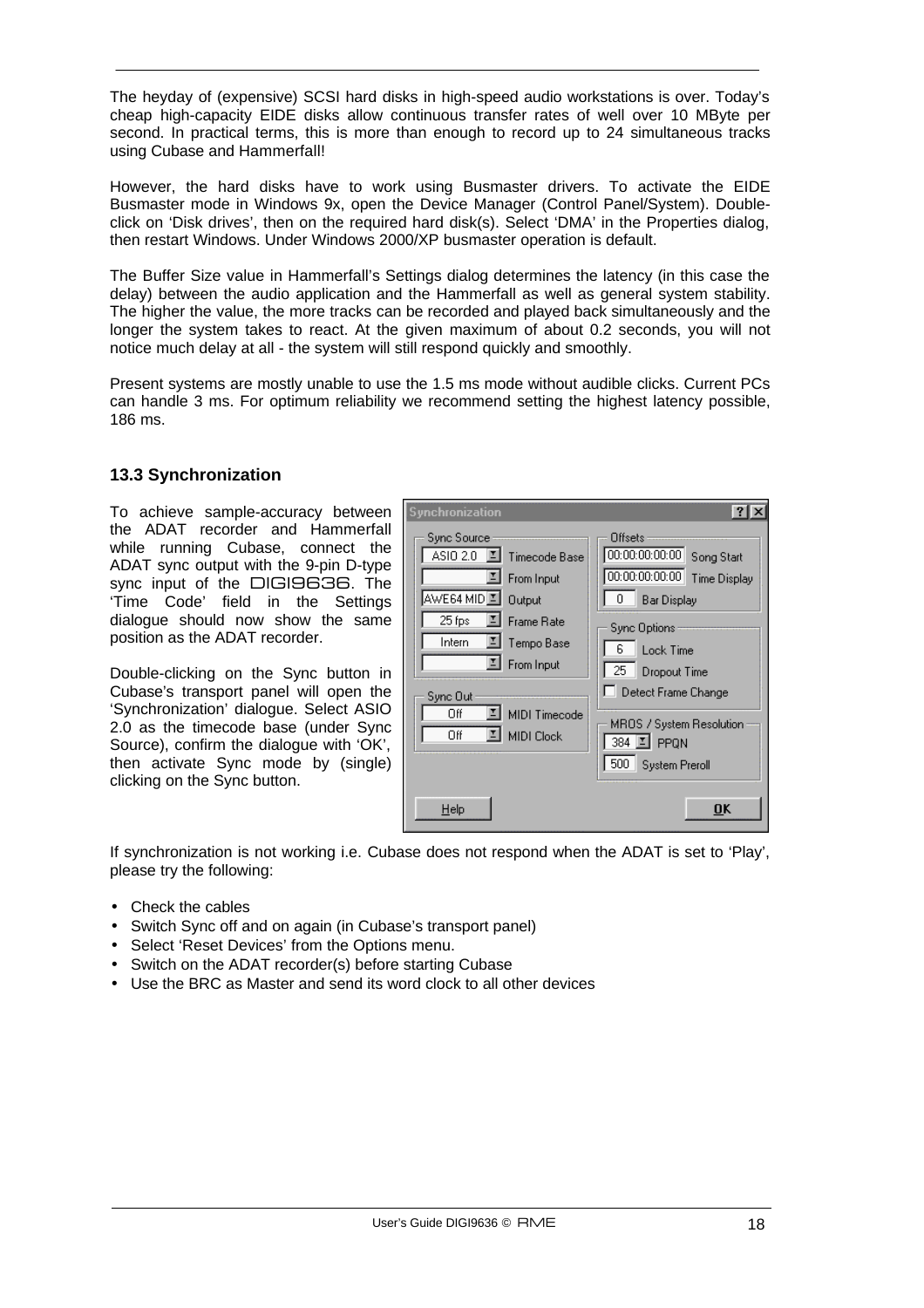The heyday of (expensive) SCSI hard disks in high-speed audio workstations is over. Today's cheap high-capacity EIDE disks allow continuous transfer rates of well over 10 MByte per second. In practical terms, this is more than enough to record up to 24 simultaneous tracks using Cubase and Hammerfall!

However, the hard disks have to work using Busmaster drivers. To activate the EIDE Busmaster mode in Windows 9x, open the Device Manager (Control Panel/System). Double-click on 'Disk drives', then on the required hard disk(s). Select 'DMA' in the Properties dialog, then restart Windows. Under Windows 2000/XP busmaster operation is default.

The Buffer Size value in Hammerfall's Settings dialog determines the latency (in this case the delay) between the audio application and the Hammerfall as well as general system stability. The higher the value, the more tracks can be recorded and played back simultaneously and the longer the system takes to react. At the given maximum of about 0.2 seconds, you will not notice much delay at all - the system will still respond quickly and smoothly.

Present systems are mostly unable to use the 1.5 ms mode without audible clicks. Current PCs can handle 3 ms. For optimum reliability we recommend setting the highest latency possible, 186 ms.

### 13.3 Synchronization

To achieve sample-accuracy between the ADAT recorder and Hammerfall while running Cubase, connect the ADAT sync output with the 9-pin D-type sync input of the DIGI9636. The 'Time Code' field in the Settings dialogue should now show the same position as the ADAT recorder.

Double-clicking on the Sync button in Cubase's transport panel will open the 'Synchronization' dialogue. Select ASIO 2.0 as the timecode base (under Sync Source), confirm the dialogue with 'OK', then activate Sync mode by (single) clicking on the Sync button.

If synchronization is not working i.e. Cubase does not respond when the ADAT is set to 'Play', please try the following:

- Check the cables
- Switch Sync off and on again (in Cubase's transport panel)
- Select 'Reset Devices' from the Options menu.
- Switch on the ADAT recorder(s) before starting Cubase
- Use the BRC as Master and send its word clock to all other devices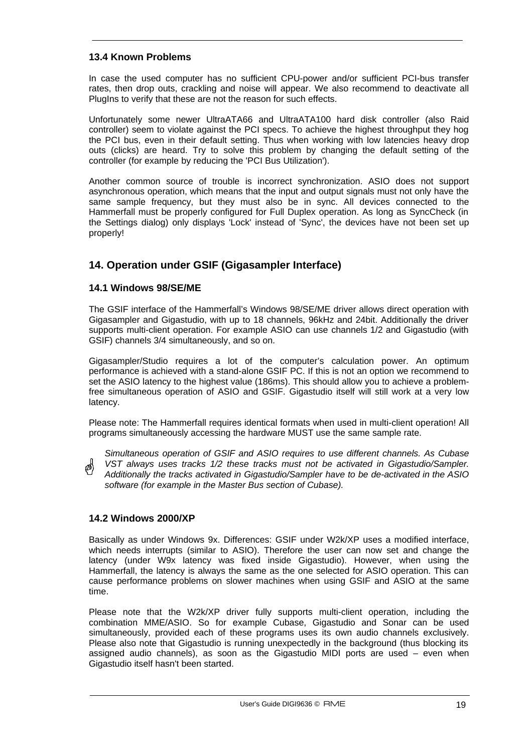### 13.4 Known Problems

In case the used computer has no sufficient CPU-power and/or sufficient PCI-bus transfer rates, then drop outs, crackling and noise will appear. We also recommend to deactivate all PlugIns to verify that these are not the reason for such effects.

Unfortunately some newer UltraATA66 and UltraATA100 hard disk controller (also Raid controller) seem to violate against the PCI specs. To achieve the highest throughput they hog the PCI bus, even in their default setting. Thus when working with low latencies heavy drop outs (clicks) are heard. Try to solve this problem by changing the default setting of the controller (for example by reducing the 'PCI Bus Utilization').

Another common source of trouble is incorrect synchronization. ASIO does not support asynchronous operation, which means that the input and output signals must not only have the same sample frequency, but they must also be in sync. All devices connected to the Hammerfall must be properly configured for Full Duplex operation. As long as SyncCheck (in the Settings dialog) only displays 'Lock' instead of 'Sync', the devices have not been set up properly!

## 14. Operation under GSIF (Gigasampler Interface)

### 14.1 Windows 98/SE/ME

The GSIF interface of the Hammerfall's Windows 98/SE/ME driver allows direct operation with Gigasampler and Gigastudio, with up to 18 channels, 96kHz and 24bit. Additionally the driver supports multi-client operation. For example ASIO can use channels 1/2 and Gigastudio (with GSIF) channels 3/4 simultaneously, and so on.

Gigasampler/Studio requires a lot of the computer's calculation power. An optimum performance is achieved with a stand-alone GSIF PC. If this is not an option we recommend to set the ASIO latency to the highest value (186ms). This should allow you to achieve a problem-free simultaneous operation of ASIO and GSIF. Gigastudio itself will still work at a very low latency.

Please note: The Hammerfall requires identical formats when used in multi-client operation! All programs simultaneously accessing the hardware MUST use the same sample rate.

*Simultaneous operation of GSIF and ASIO requires to use different channels. As Cubase VST always uses tracks 1/2 these tracks must not be activated in Gigastudio/Sampler. Additionally the tracks activated in Gigastudio/Sampler have to be de-activated in the ASIO software (for example in the Master Bus section of Cubase).*

### 14.2 Windows 2000/XP

Basically as under Windows 9x. Differences: GSIF under W2k/XP uses a modified interface, which needs interrupts (similar to ASIO). Therefore the user can now set and change the latency (under W9x latency was fixed inside Gigastudio). However, when using the Hammerfall, the latency is always the same as the one selected for ASIO operation. This can cause performance problems on slower machines when using GSIF and ASIO at the same time.

Please note that the W2k/XP driver fully supports multi-client operation, including the combination MME/ASIO. So for example Cubase, Gigastudio and Sonar can be used simultaneously, provided each of these programs uses its own audio channels exclusively. Please also note that Gigastudio is running unexpectedly in the background (thus blocking its assigned audio channels), as soon as the Gigastudio MIDI ports are used – even when Gigastudio itself hasn't been started.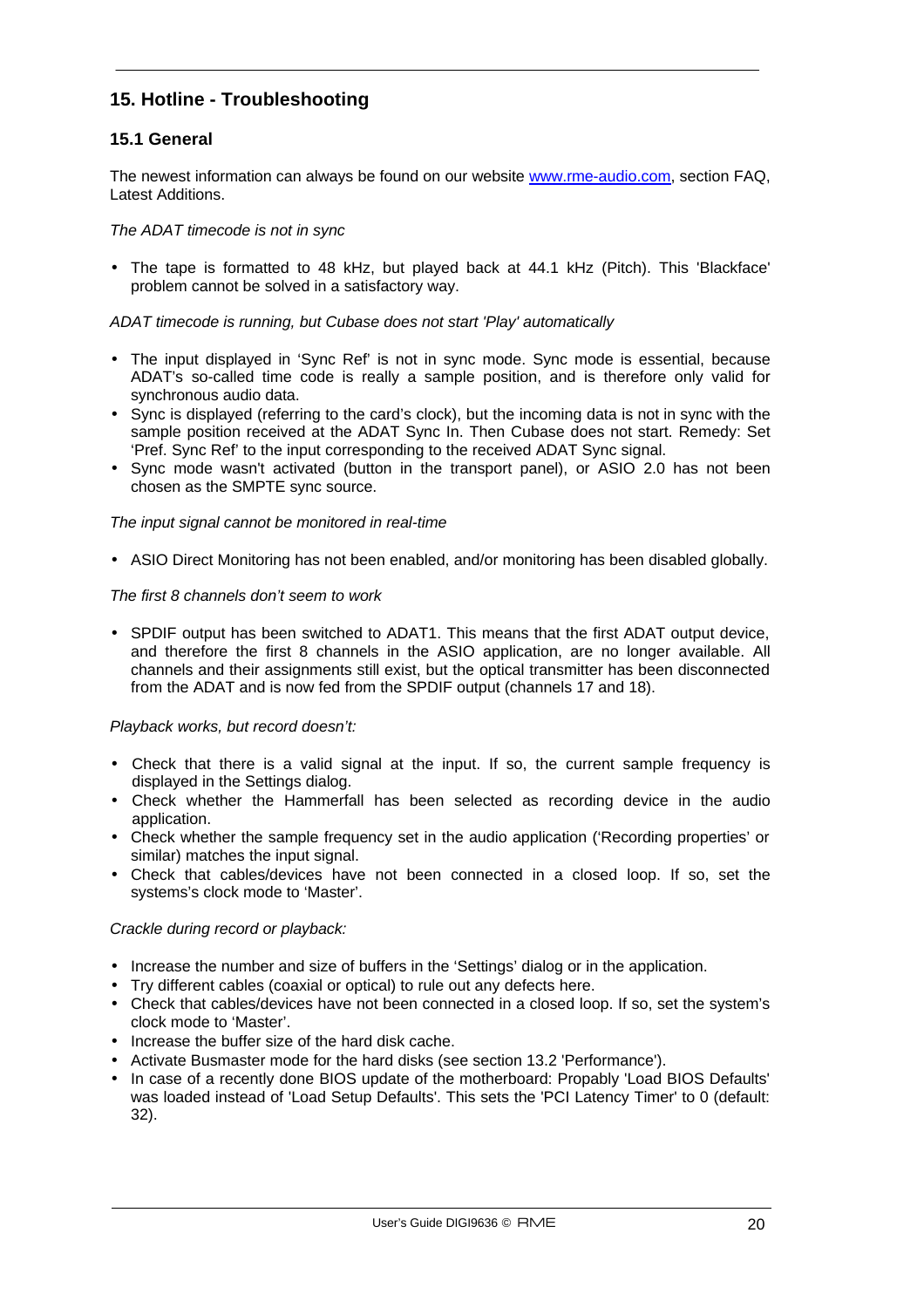## 15. Hotline - Troubleshooting

### 15.1 General

The newest information can always be found on our website [www.rme-audio.com](http://www.rme-audio.com), section FAQ, Latest Additions.

*The ADAT timecode is not in sync*

- The tape is formatted to 48 kHz, but played back at 44.1 kHz (Pitch). This 'Blackface' problem cannot be solved in a satisfactory way.

*ADAT timecode is running, but Cubase does not start 'Play' automatically*

- The input displayed in 'Sync Ref' is not in sync mode. Sync mode is essential, because ADAT's so-called time code is really a sample position, and is therefore only valid for synchronous audio data.
- Sync is displayed (referring to the card's clock), but the incoming data is not in sync with the sample position received at the ADAT Sync In. Then Cubase does not start. Remedy: Set 'Pref. Sync Ref' to the input corresponding to the received ADAT Sync signal.
- Sync mode wasn't activated (button in the transport panel), or ASIO 2.0 has not been chosen as the SMPTE sync source.

*The input signal cannot be monitored in real-time*

- ASIO Direct Monitoring has not been enabled, and/or monitoring has been disabled globally.

*The first 8 channels don't seem to work*

- SPDIF output has been switched to ADAT1. This means that the first ADAT output device, and therefore the first 8 channels in the ASIO application, are no longer available. All channels and their assignments still exist, but the optical transmitter has been disconnected from the ADAT and is now fed from the SPDIF output (channels 17 and 18).

*Playback works, but record doesn't:*

- Check that there is a valid signal at the input. If so, the current sample frequency is displayed in the Settings dialog.
- Check whether the Hammerfall has been selected as recording device in the audio application.
- Check whether the sample frequency set in the audio application ('Recording properties' or similar) matches the input signal.
- Check that cables/devices have not been connected in a closed loop. If so, set the systems's clock mode to 'Master'.

*Crackle during record or playback:*

- Increase the number and size of buffers in the 'Settings' dialog or in the application.
- Try different cables (coaxial or optical) to rule out any defects here.
- Check that cables/devices have not been connected in a closed loop. If so, set the system's clock mode to 'Master'.
- Increase the buffer size of the hard disk cache.
- Activate Busmaster mode for the hard disks (see section 13.2 'Performance').
- In case of a recently done BIOS update of the motherboard: Propably 'Load BIOS Defaults' was loaded instead of 'Load Setup Defaults'. This sets the 'PCI Latency Timer' to 0 (default: 32).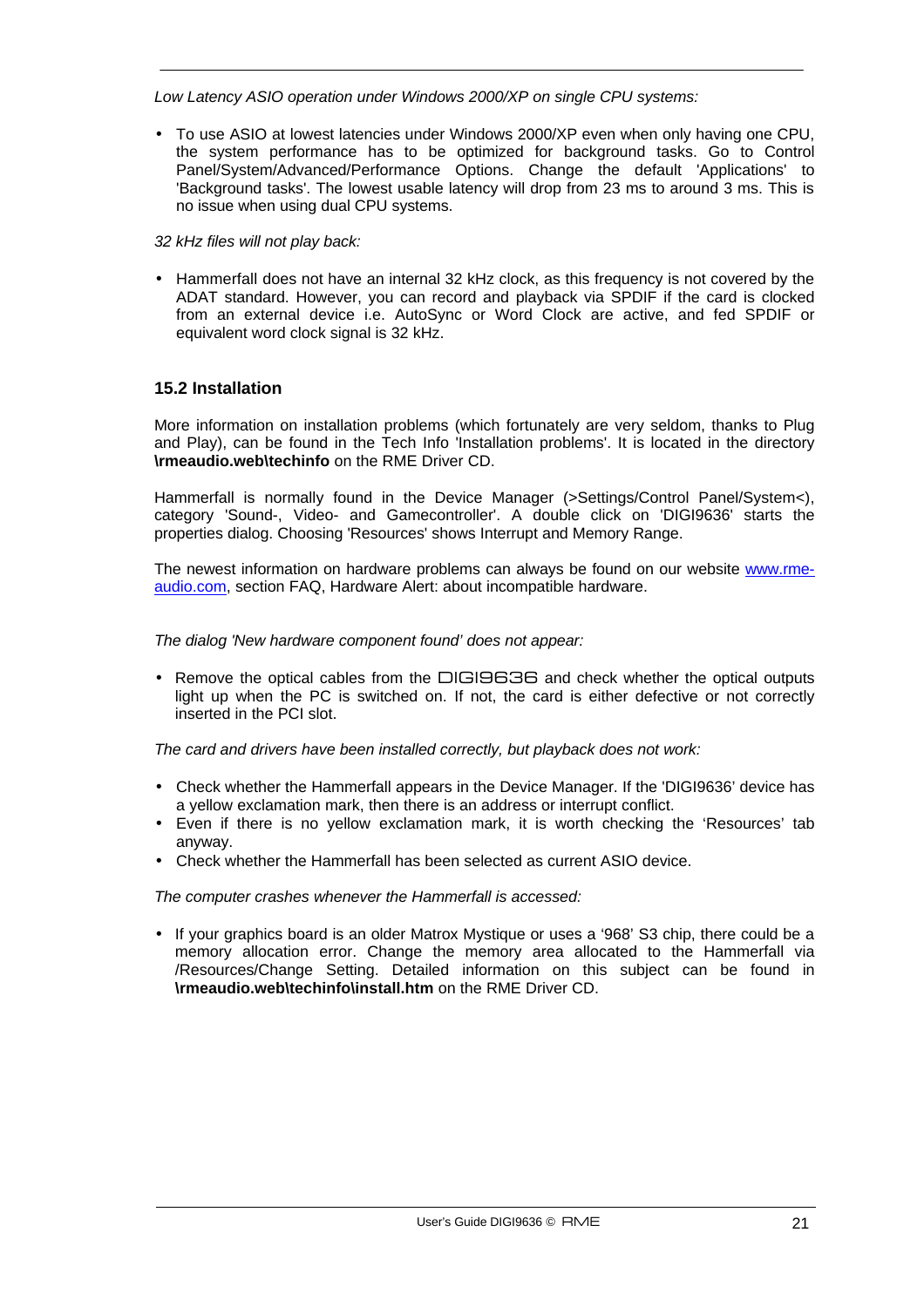*Low Latency ASIO operation under Windows 2000/XP on single CPU systems:*

- To use ASIO at lowest latencies under Windows 2000/XP even when only having one CPU, the system performance has to be optimized for background tasks. Go to Control Panel/System/Advanced/Performance Options. Change the default 'Applications' to 'Background tasks'. The lowest usable latency will drop from 23 ms to around 3 ms. This is no issue when using dual CPU systems.

*32 kHz files will not play back:*

- Hammerfall does not have an internal 32 kHz clock, as this frequency is not covered by the ADAT standard. However, you can record and playback via SPDIF if the card is clocked from an external device i.e. AutoSync or Word Clock are active, and fed SPDIF or equivalent word clock signal is 32 kHz.

## 15.2 Installation

More information on installation problems (which fortunately are very seldom, thanks to Plug and Play), can be found in the Tech Info 'Installation problems'. It is located in the directory **\rmeaudio.web\techinfo** on the RME Driver CD.

Hammerfall is normally found in the Device Manager (>Settings/Control Panel/System<), category 'Sound-, Video- and Gamecontroller'. A double click on 'DIGI9636' starts the properties dialog. Choosing 'Resources' shows Interrupt and Memory Range.

The newest information on hardware problems can always be found on our website www.rme-audio.com, section FAQ, Hardware Alert: about incompatible hardware.

*The dialog 'New hardware component found' does not appear:*

- Remove the optical cables from the DIGI9636 and check whether the optical outputs light up when the PC is switched on. If not, the card is either defective or not correctly inserted in the PCI slot.

*The card and drivers have been installed correctly, but playback does not work:*

- Check whether the Hammerfall appears in the Device Manager. If the 'DIGI9636' device has a yellow exclamation mark, then there is an address or interrupt conflict.
- Even if there is no yellow exclamation mark, it is worth checking the 'Resources' tab anyway.
- Check whether the Hammerfall has been selected as current ASIO device.

*The computer crashes whenever the Hammerfall is accessed:*

- If your graphics board is an older Matrox Mystique or uses a '968' S3 chip, there could be a memory allocation error. Change the memory area allocated to the Hammerfall via /Resources/Change Setting. Detailed information on this subject can be found in **\rmeaudio.web\techinfo\install.htm** on the RME Driver CD.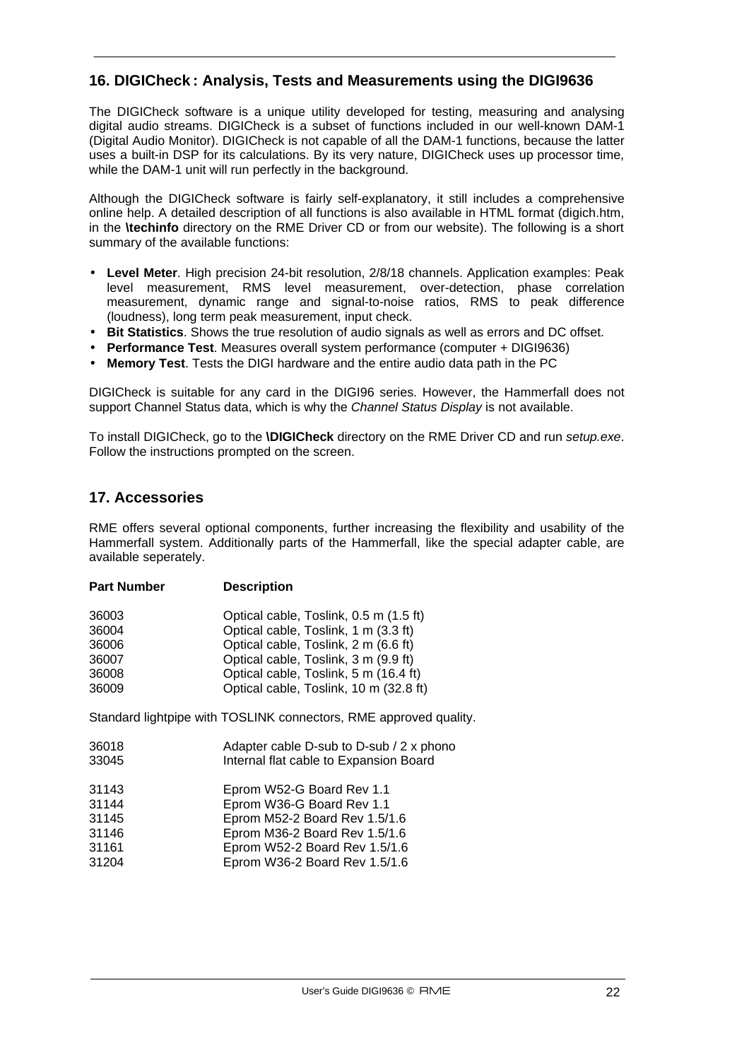## 16. DIGICheck : Analysis, Tests and Measurements using the DIGI9636

The DIGICheck software is a unique utility developed for testing, measuring and analysing digital audio streams. DIGICheck is a subset of functions included in our well-known DAM-1 (Digital Audio Monitor). DIGICheck is not capable of all the DAM-1 functions, because the latter uses a built-in DSP for its calculations. By its very nature, DIGICheck uses up processor time, while the DAM-1 unit will run perfectly in the background.

Although the DIGICheck software is fairly self-explanatory, it still includes a comprehensive online help. A detailed description of all functions is also available in HTML format (digich.htm, in the **\techinfo** directory on the RME Driver CD or from our website). The following is a short summary of the available functions:

- **Level Meter**. High precision 24-bit resolution, 2/8/18 channels. Application examples: Peak level measurement, RMS level measurement, over-detection, phase correlation measurement, dynamic range and signal-to-noise ratios, RMS to peak difference (loudness), long term peak measurement, input check.
- **Bit Statistics**. Shows the true resolution of audio signals as well as errors and DC offset.
- **Performance Test**. Measures overall system performance (computer + DIGI9636)
- **Memory Test**. Tests the DIGI hardware and the entire audio data path in the PC

DIGICheck is suitable for any card in the DIGI96 series. However, the Hammerfall does not support Channel Status data, which is why the *Channel Status Display* is not available.

To install DIGICheck, go to the **\DIGICheck** directory on the RME Driver CD and run *setup.exe*. Follow the instructions prompted on the screen.

## 17. Accessories

RME offers several optional components, further increasing the flexibility and usability of the Hammerfall system. Additionally parts of the Hammerfall, like the special adapter cable, are available seperately.

| Part Number | Description |
|---|---|
| 36003 | Optical cable, Toslink, 0.5 m (1.5 ft) |
| 36004 | Optical cable, Toslink, 1 m (3.3 ft) |
| 36006 | Optical cable, Toslink, 2 m (6.6 ft) |
| 36007 | Optical cable, Toslink, 3 m (9.9 ft) |
| 36008 | Optical cable, Toslink, 5 m (16.4 ft) |
| 36009 | Optical cable, Toslink, 10 m (32.8 ft) |

Standard lightpipe with TOSLINK connectors, RME approved quality.

| | |
|---|---|
| 36018 | Adapter cable D-sub to D-sub / 2 x phono |
| 33045 | Internal flat cable to Expansion Board |
| 31143 | Eprom W52-G Board Rev 1.1 |
| 31144 | Eprom W36-G Board Rev 1.1 |
| 31145 | Eprom M52-2 Board Rev 1.5/1.6 |
| 31146 | Eprom M36-2 Board Rev 1.5/1.6 |
| 31161 | Eprom W52-2 Board Rev 1.5/1.6 |
| 31204 | Eprom W36-2 Board Rev 1.5/1.6 |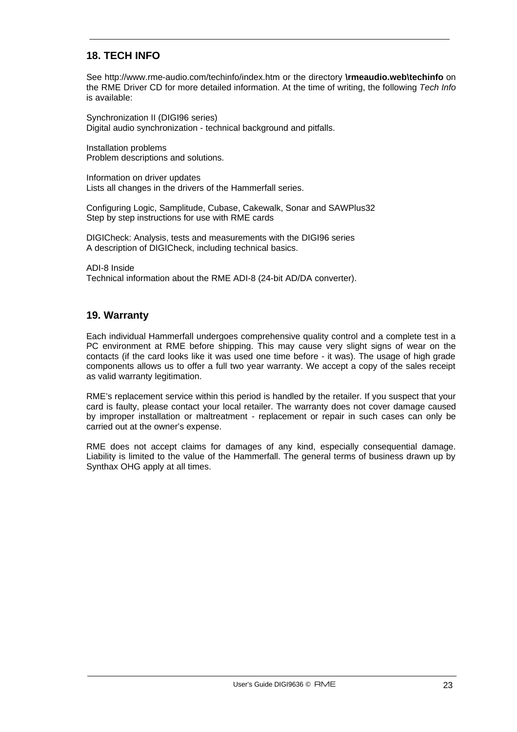## 18. TECH INFO

See http://www.rme-audio.com/techinfo/index.htm or the directory **\rmeaudio.web\techinfo** on the RME Driver CD for more detailed information. At the time of writing, the following *Tech Info* is available:

Synchronization II (DIGI96 series)
Digital audio synchronization - technical background and pitfalls.

Installation problems
Problem descriptions and solutions.

Information on driver updates
Lists all changes in the drivers of the Hammerfall series.

Configuring Logic, Samplitude, Cubase, Cakewalk, Sonar and SAWPlus32
Step by step instructions for use with RME cards

DIGICheck: Analysis, tests and measurements with the DIGI96 series
A description of DIGICheck, including technical basics.

ADI-8 Inside
Technical information about the RME ADI-8 (24-bit AD/DA converter).

## 19. Warranty

Each individual Hammerfall undergoes comprehensive quality control and a complete test in a PC environment at RME before shipping. This may cause very slight signs of wear on the contacts (if the card looks like it was used one time before - it was). The usage of high grade components allows us to offer a full two year warranty. We accept a copy of the sales receipt as valid warranty legitimation.

RME's replacement service within this period is handled by the retailer. If you suspect that your card is faulty, please contact your local retailer. The warranty does not cover damage caused by improper installation or maltreatment - replacement or repair in such cases can only be carried out at the owner's expense.

RME does not accept claims for damages of any kind, especially consequential damage. Liability is limited to the value of the Hammerfall. The general terms of business drawn up by Synthax OHG apply at all times.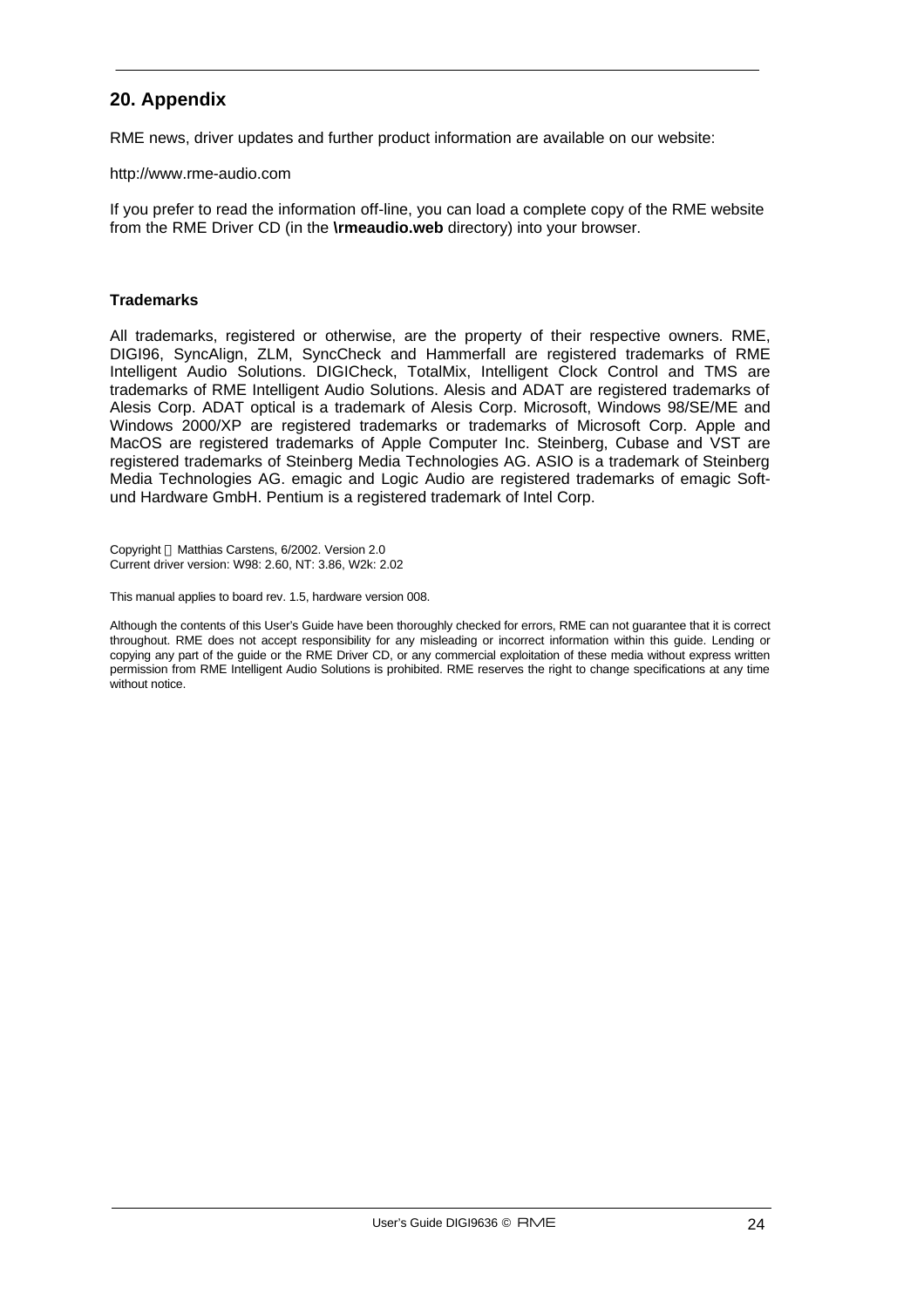## 20. Appendix

RME news, driver updates and further product information are available on our website:

http://www.rme-audio.com

If you prefer to read the information off-line, you can load a complete copy of the RME website from the RME Driver CD (in the **\rmeaudio.web** directory) into your browser.

**Trademarks**

All trademarks, registered or otherwise, are the property of their respective owners. RME, DIGI96, SyncAlign, ZLM, SyncCheck and Hammerfall are registered trademarks of RME Intelligent Audio Solutions. DIGICheck, TotalMix, Intelligent Clock Control and TMS are trademarks of RME Intelligent Audio Solutions. Alesis and ADAT are registered trademarks of Alesis Corp. ADAT optical is a trademark of Alesis Corp. Microsoft, Windows 98/SE/ME and Windows 2000/XP are registered trademarks or trademarks of Microsoft Corp. Apple and MacOS are registered trademarks of Apple Computer Inc. Steinberg, Cubase and VST are registered trademarks of Steinberg Media Technologies AG. ASIO is a trademark of Steinberg Media Technologies AG. emagic and Logic Audio are registered trademarks of emagic Soft- und Hardware GmbH. Pentium is a registered trademark of Intel Corp.

Copyright © Matthias Carstens, 6/2002. Version 2.0
Current driver version: W98: 2.60, NT: 3.86, W2k: 2.02

This manual applies to board rev. 1.5, hardware version 008.

Although the contents of this User's Guide have been thoroughly checked for errors, RME can not guarantee that it is correct throughout. RME does not accept responsibility for any misleading or incorrect information within this guide. Lending or copying any part of the guide or the RME Driver CD, or any commercial exploitation of these media without express written permission from RME Intelligent Audio Solutions is prohibited. RME reserves the right to change specifications at any time without notice.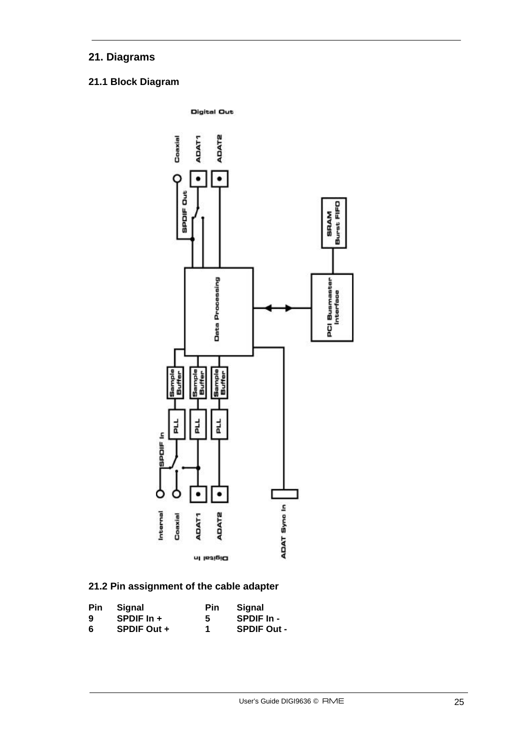## 21. Diagrams

### 21.1 Block Diagram

### 21.2 Pin assignment of the cable adapter

| Pin | Signal | Pin | Signal |
|---|---|---|---|
| 9 | SPDIF In + | 5 | SPDIF In - |
| 6 | SPDIF Out + | 1 | SPDIF Out - |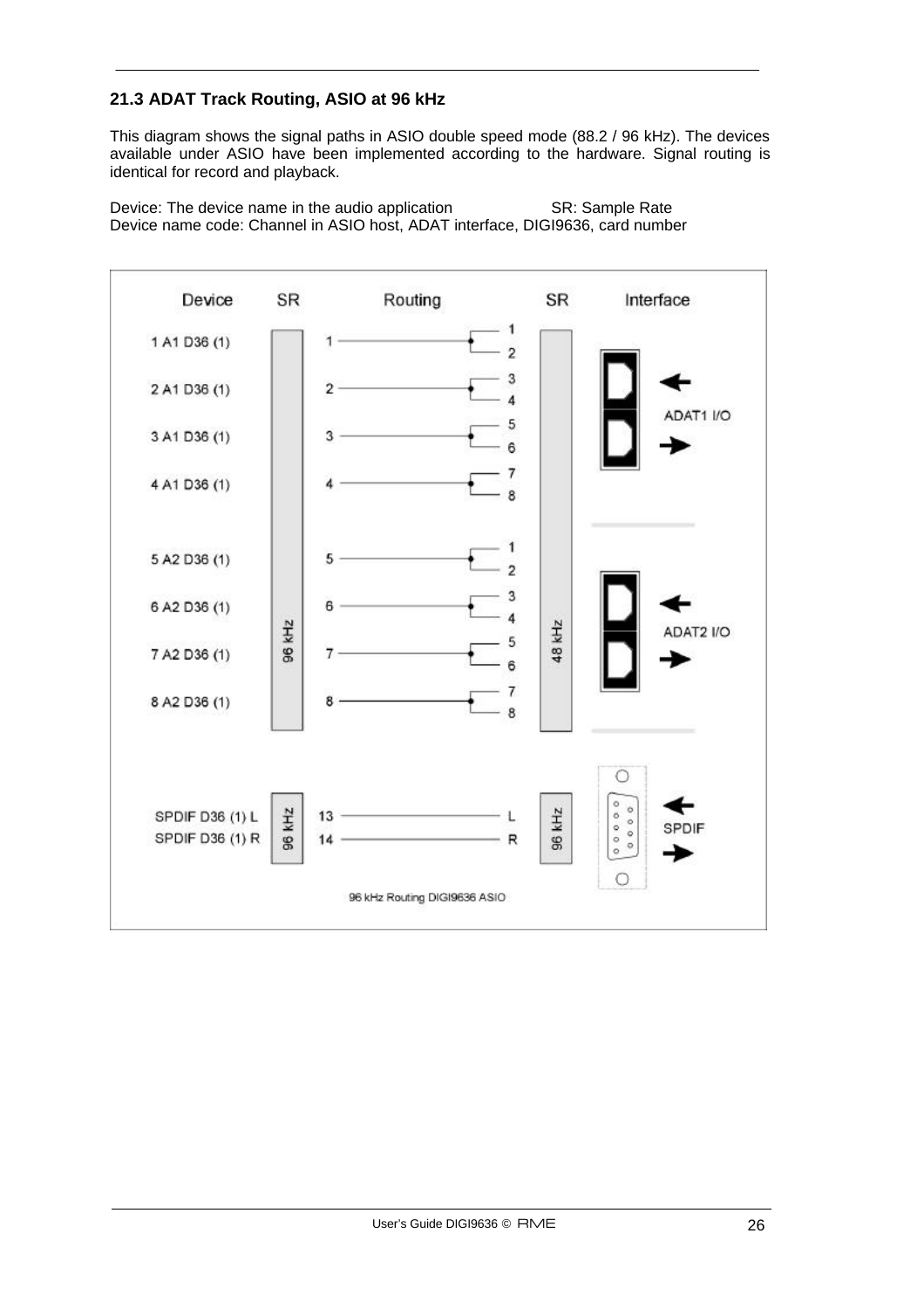## 21.3 ADAT Track Routing, ASIO at 96 kHz

This diagram shows the signal paths in ASIO double speed mode (88.2 / 96 kHz). The devices available under ASIO have been implemented according to the hardware. Signal routing is identical for record and playback.

Device: The device name in the audio application SR: Sample Rate
Device name code: Channel in ASIO host, ADAT interface, DIGI9636, card number

| Device | SR | Routing | | SR | Interface |
|---|---|---|---|---|---|
| 1 A1 D36 (1) | 96 kHz | 1 | 1, 2 | 48 kHz | ADAT1 I/O |
| 2 A1 D36 (1) | | 2 | 3, 4 | | |
| 3 A1 D36 (1) | | 3 | 5, 6 | | |
| 4 A1 D36 (1) | | 4 | 7, 8 | | |
| 5 A2 D36 (1) | | 5 | 1, 2 | | ADAT2 I/O |
| 6 A2 D36 (1) | | 6 | 3, 4 | | |
| 7 A2 D36 (1) | | 7 | 5, 6 | | |
| 8 A2 D36 (1) | | 8 | 7, 8 | | |
| SPDIF D36 (1) L | 96 kHz | 13 | L | 96 kHz | SPDIF |
| SPDIF D36 (1) R | | 14 | R | | |

96 kHz Routing DIGI9636 ASIO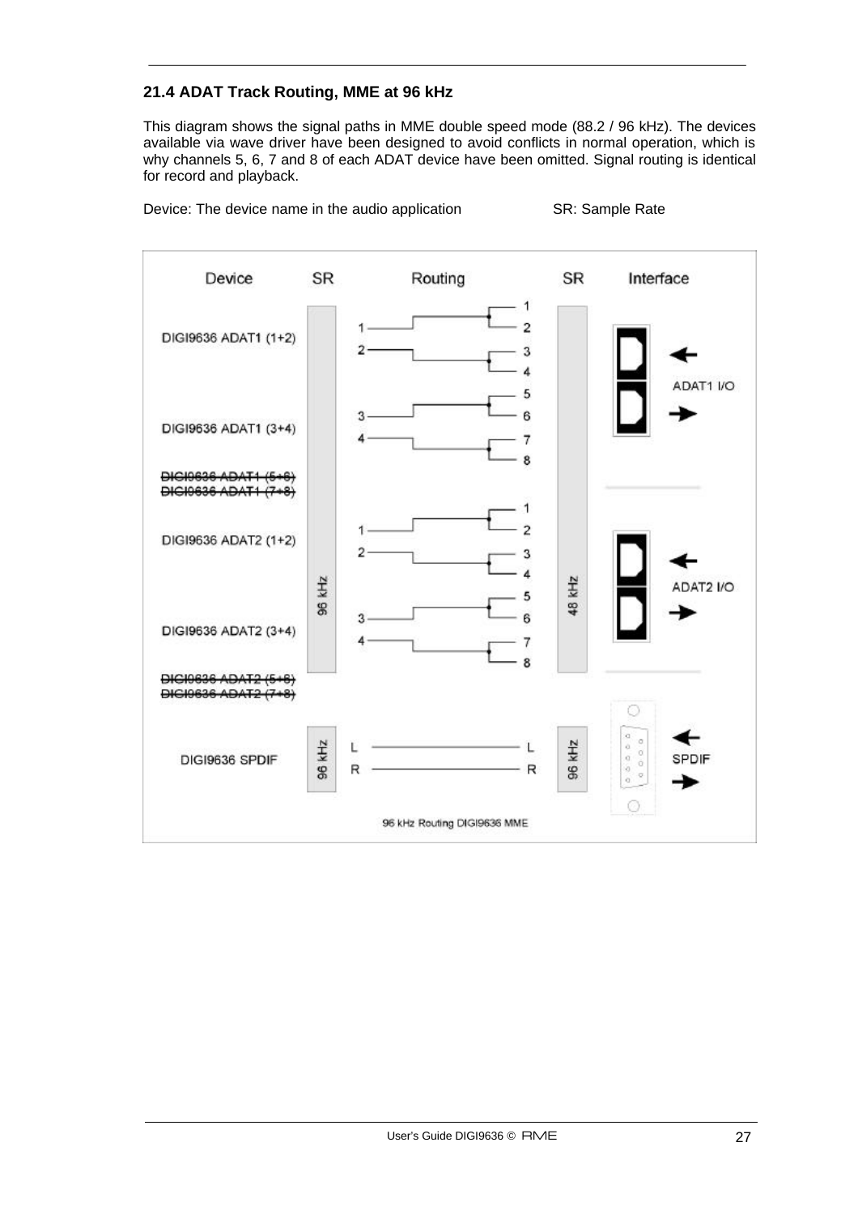## 21.4 ADAT Track Routing, MME at 96 kHz

This diagram shows the signal paths in MME double speed mode (88.2 / 96 kHz). The devices available via wave driver have been designed to avoid conflicts in normal operation, which is why channels 5, 6, 7 and 8 of each ADAT device have been omitted. Signal routing is identical for record and playback.

Device: The device name in the audio application          SR: Sample Rate

96 kHz Routing DIGI9636 MME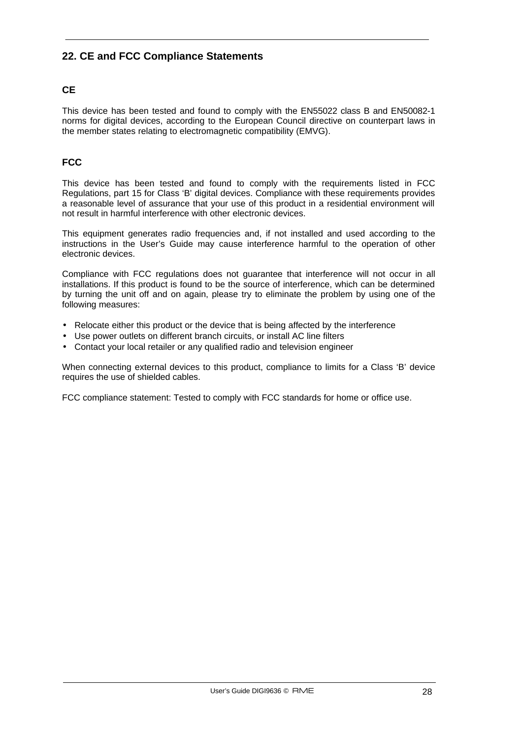## 22. CE and FCC Compliance Statements

### CE

This device has been tested and found to comply with the EN55022 class B and EN50082-1 norms for digital devices, according to the European Council directive on counterpart laws in the member states relating to electromagnetic compatibility (EMVG).

### FCC

This device has been tested and found to comply with the requirements listed in FCC Regulations, part 15 for Class ‘B’ digital devices. Compliance with these requirements provides a reasonable level of assurance that your use of this product in a residential environment will not result in harmful interference with other electronic devices.

This equipment generates radio frequencies and, if not installed and used according to the instructions in the User’s Guide may cause interference harmful to the operation of other electronic devices.

Compliance with FCC regulations does not guarantee that interference will not occur in all installations. If this product is found to be the source of interference, which can be determined by turning the unit off and on again, please try to eliminate the problem by using one of the following measures:

- Relocate either this product or the device that is being affected by the interference
- Use power outlets on different branch circuits, or install AC line filters
- Contact your local retailer or any qualified radio and television engineer

When connecting external devices to this product, compliance to limits for a Class ‘B’ device requires the use of shielded cables.

FCC compliance statement: Tested to comply with FCC standards for home or office use.